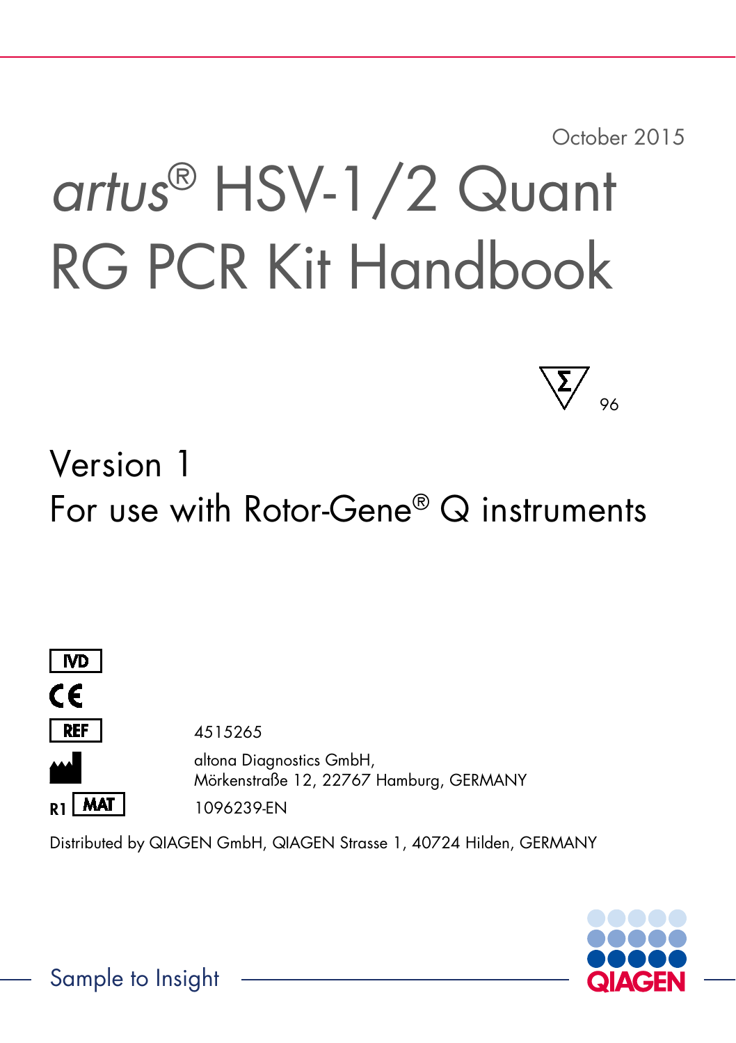October 2015

# *artus*® HSV-1/2 Quant RG PCR Kit Handbook

Σ 96

## Version 1

## For use with Rotor-Gene® Q instruments

IVD

CE

REF 4515265

altona Diagnostics GmbH,
Mörkenstraße 12, 22767 Hamburg, GERMANY

R1 MAT 1096239-EN

Distributed by QIAGEN GmbH, QIAGEN Strasse 1, 40724 Hilden, GERMANY

Sample to Insight

QIAGEN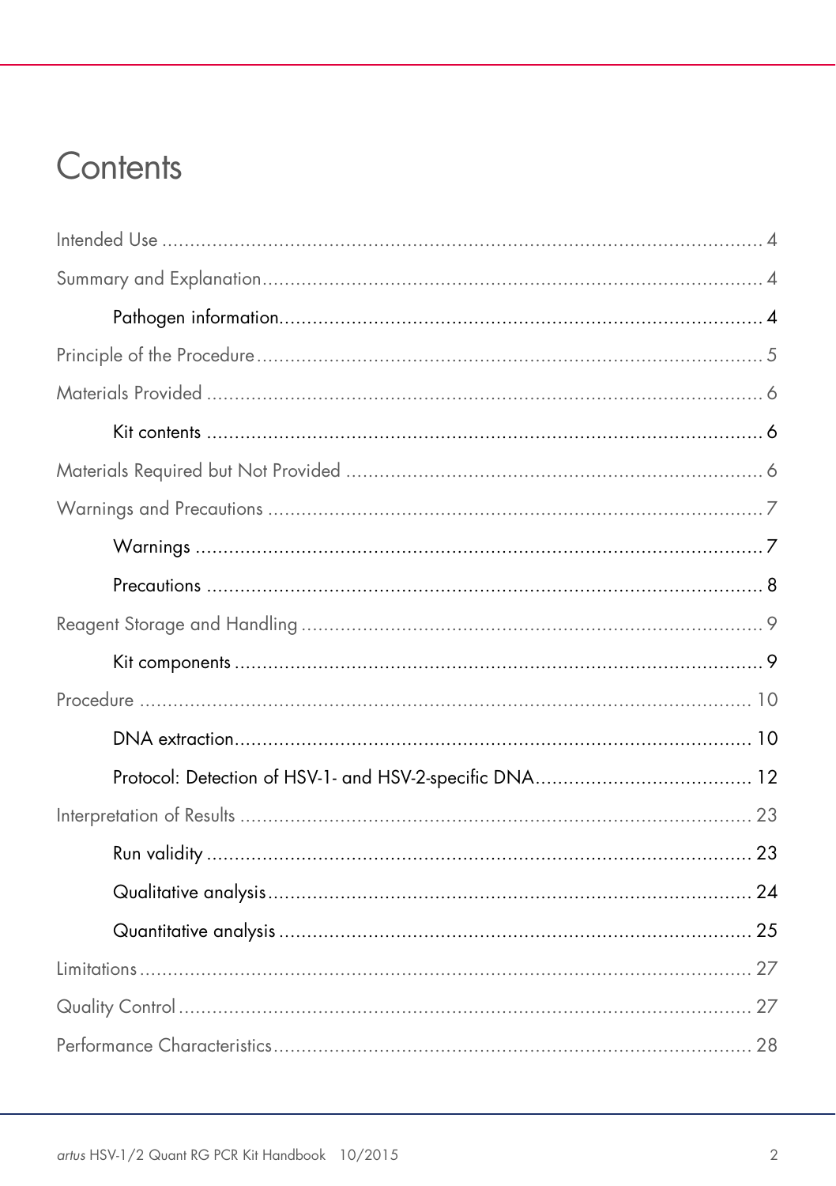# Contents

Intended Use ........................................................................................................ 4

Summary and Explanation ........................................................................................ 4

  Pathogen information ........................................................................................ 4

Principle of the Procedure ........................................................................................ 5

Materials Provided ................................................................................................. 6

  Kit contents ..................................................................................................... 6

Materials Required but Not Provided ......................................................................... 6

Warnings and Precautions ....................................................................................... 7

  Warnings ......................................................................................................... 7

  Precautions ...................................................................................................... 8

Reagent Storage and Handling ................................................................................. 9

  Kit components ................................................................................................ 9

Procedure ............................................................................................................ 10

  DNA extraction ............................................................................................... 10

  Protocol: Detection of HSV-1- and HSV-2-specific DNA ............................................. 12

Interpretation of Results ......................................................................................... 23

  Run validity ..................................................................................................... 23

  Qualitative analysis .......................................................................................... 24

  Quantitative analysis ........................................................................................ 25

Limitations ........................................................................................................... 27

Quality Control ..................................................................................................... 27

Performance Characteristics .................................................................................... 28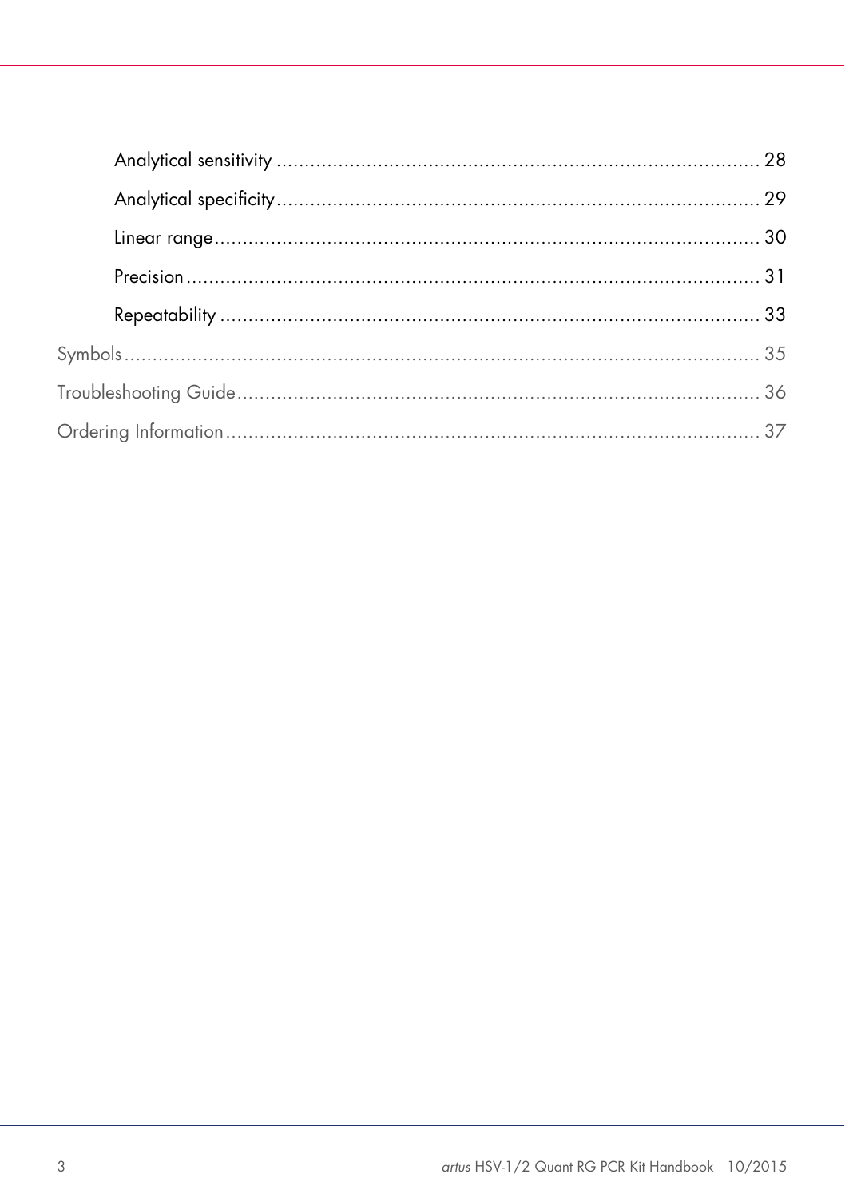- Analytical sensitivity ........................................................................................ 28
- Analytical specificity ......................................................................................... 29
- Linear range ..................................................................................................... 30
- Precision ........................................................................................................... 31
- Repeatability .................................................................................................... 33

Symbols ..................................................................................................................... 35

Troubleshooting Guide ............................................................................................. 36

Ordering Information ................................................................................................ 37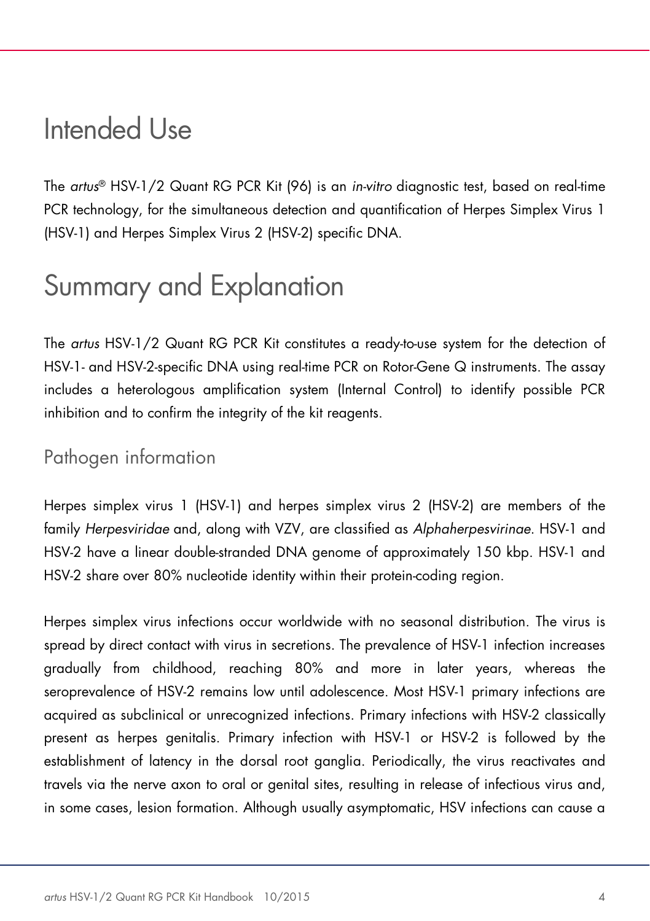# Intended Use

The *artus*® HSV-1/2 Quant RG PCR Kit (96) is an *in-vitro* diagnostic test, based on real-time PCR technology, for the simultaneous detection and quantification of Herpes Simplex Virus 1 (HSV-1) and Herpes Simplex Virus 2 (HSV-2) specific DNA.

# Summary and Explanation

The *artus* HSV-1/2 Quant RG PCR Kit constitutes a ready-to-use system for the detection of HSV-1- and HSV-2-specific DNA using real-time PCR on Rotor-Gene Q instruments. The assay includes a heterologous amplification system (Internal Control) to identify possible PCR inhibition and to confirm the integrity of the kit reagents.

## Pathogen information

Herpes simplex virus 1 (HSV-1) and herpes simplex virus 2 (HSV-2) are members of the family *Herpesviridae* and, along with VZV, are classified as *Alphaherpesvirinae*. HSV-1 and HSV-2 have a linear double-stranded DNA genome of approximately 150 kbp. HSV-1 and HSV-2 share over 80% nucleotide identity within their protein-coding region.

Herpes simplex virus infections occur worldwide with no seasonal distribution. The virus is spread by direct contact with virus in secretions. The prevalence of HSV-1 infection increases gradually from childhood, reaching 80% and more in later years, whereas the seroprevalence of HSV-2 remains low until adolescence. Most HSV-1 primary infections are acquired as subclinical or unrecognized infections. Primary infections with HSV-2 classically present as herpes genitalis. Primary infection with HSV-1 or HSV-2 is followed by the establishment of latency in the dorsal root ganglia. Periodically, the virus reactivates and travels via the nerve axon to oral or genital sites, resulting in release of infectious virus and, in some cases, lesion formation. Although usually asymptomatic, HSV infections can cause a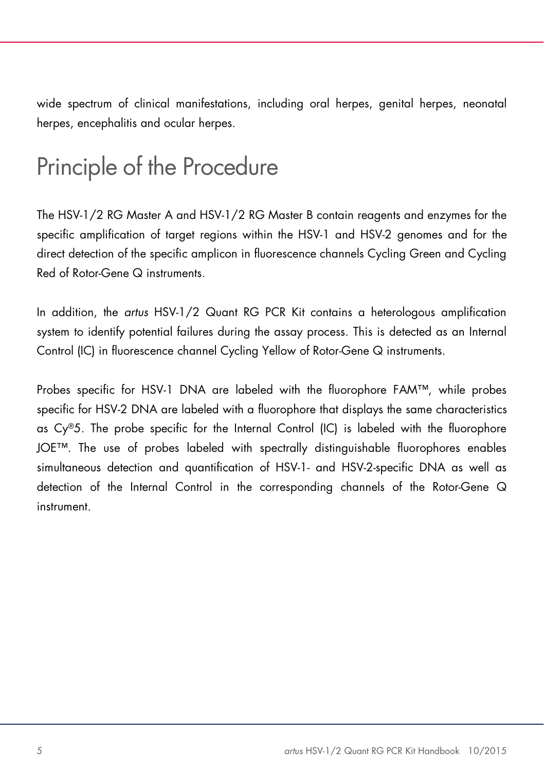wide spectrum of clinical manifestations, including oral herpes, genital herpes, neonatal herpes, encephalitis and ocular herpes.

# Principle of the Procedure

The HSV-1/2 RG Master A and HSV-1/2 RG Master B contain reagents and enzymes for the specific amplification of target regions within the HSV-1 and HSV-2 genomes and for the direct detection of the specific amplicon in fluorescence channels Cycling Green and Cycling Red of Rotor-Gene Q instruments.

In addition, the *artus* HSV-1/2 Quant RG PCR Kit contains a heterologous amplification system to identify potential failures during the assay process. This is detected as an Internal Control (IC) in fluorescence channel Cycling Yellow of Rotor-Gene Q instruments.

Probes specific for HSV-1 DNA are labeled with the fluorophore FAM™, while probes specific for HSV-2 DNA are labeled with a fluorophore that displays the same characteristics as Cy®5. The probe specific for the Internal Control (IC) is labeled with the fluorophore JOE™. The use of probes labeled with spectrally distinguishable fluorophores enables simultaneous detection and quantification of HSV-1- and HSV-2-specific DNA as well as detection of the Internal Control in the corresponding channels of the Rotor-Gene Q instrument.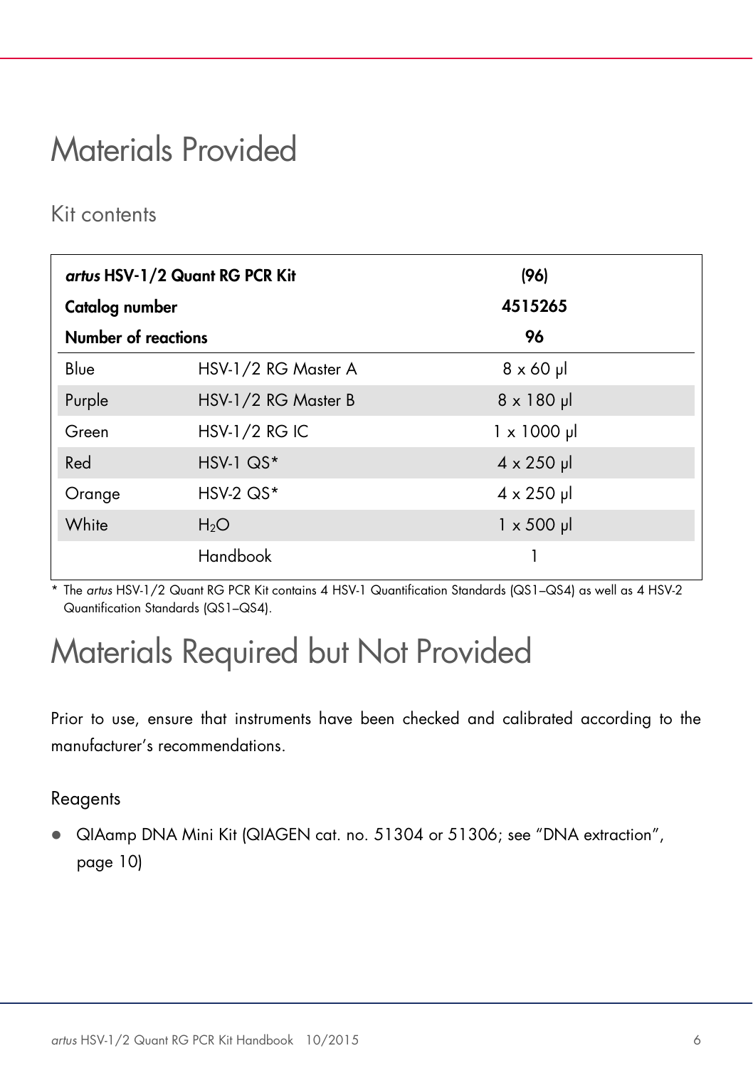# Materials Provided

## Kit contents

| ***artus* HSV-1/2 Quant RG PCR Kit** | | **(96)** |
|---|---|---|
| **Catalog number** | | **4515265** |
| **Number of reactions** | | **96** |
| Blue | HSV-1/2 RG Master A | 8 x 60 µl |
| Purple | HSV-1/2 RG Master B | 8 x 180 µl |
| Green | HSV-1/2 RG IC | 1 x 1000 µl |
| Red | HSV-1 QS* | 4 x 250 µl |
| Orange | HSV-2 QS* | 4 x 250 µl |
| White | $H_2O$ | 1 x 500 µl |
| | Handbook | 1 |

\* The *artus* HSV-1/2 Quant RG PCR Kit contains 4 HSV-1 Quantification Standards (QS1–QS4) as well as 4 HSV-2 Quantification Standards (QS1–QS4).

# Materials Required but Not Provided

Prior to use, ensure that instruments have been checked and calibrated according to the manufacturer's recommendations.

## Reagents

- QIAamp DNA Mini Kit (QIAGEN cat. no. 51304 or 51306; see "DNA extraction", page 10)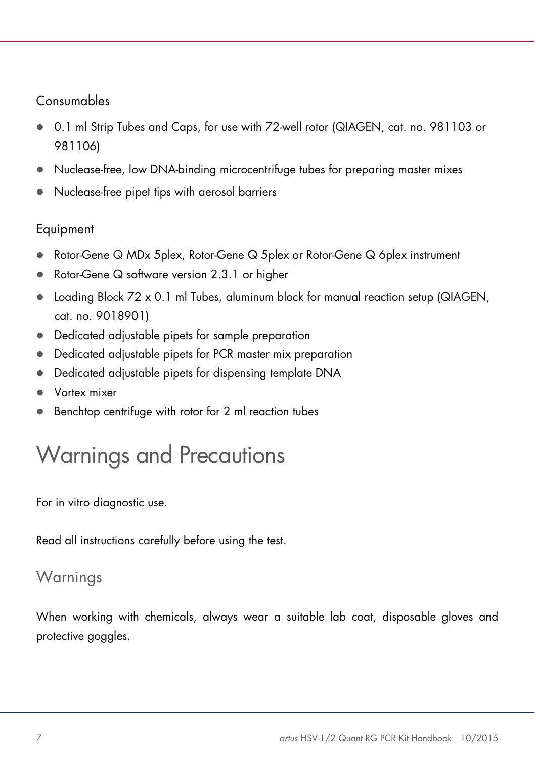### Consumables

- 0.1 ml Strip Tubes and Caps, for use with 72-well rotor (QIAGEN, cat. no. 981103 or 981106)
- Nuclease-free, low DNA-binding microcentrifuge tubes for preparing master mixes
- Nuclease-free pipet tips with aerosol barriers

### Equipment

- Rotor-Gene Q MDx 5plex, Rotor-Gene Q 5plex or Rotor-Gene Q 6plex instrument
- Rotor-Gene Q software version 2.3.1 or higher
- Loading Block 72 x 0.1 ml Tubes, aluminum block for manual reaction setup (QIAGEN, cat. no. 9018901)
- Dedicated adjustable pipets for sample preparation
- Dedicated adjustable pipets for PCR master mix preparation
- Dedicated adjustable pipets for dispensing template DNA
- Vortex mixer
- Benchtop centrifuge with rotor for 2 ml reaction tubes

# Warnings and Precautions

For in vitro diagnostic use.

Read all instructions carefully before using the test.

## Warnings

When working with chemicals, always wear a suitable lab coat, disposable gloves and protective goggles.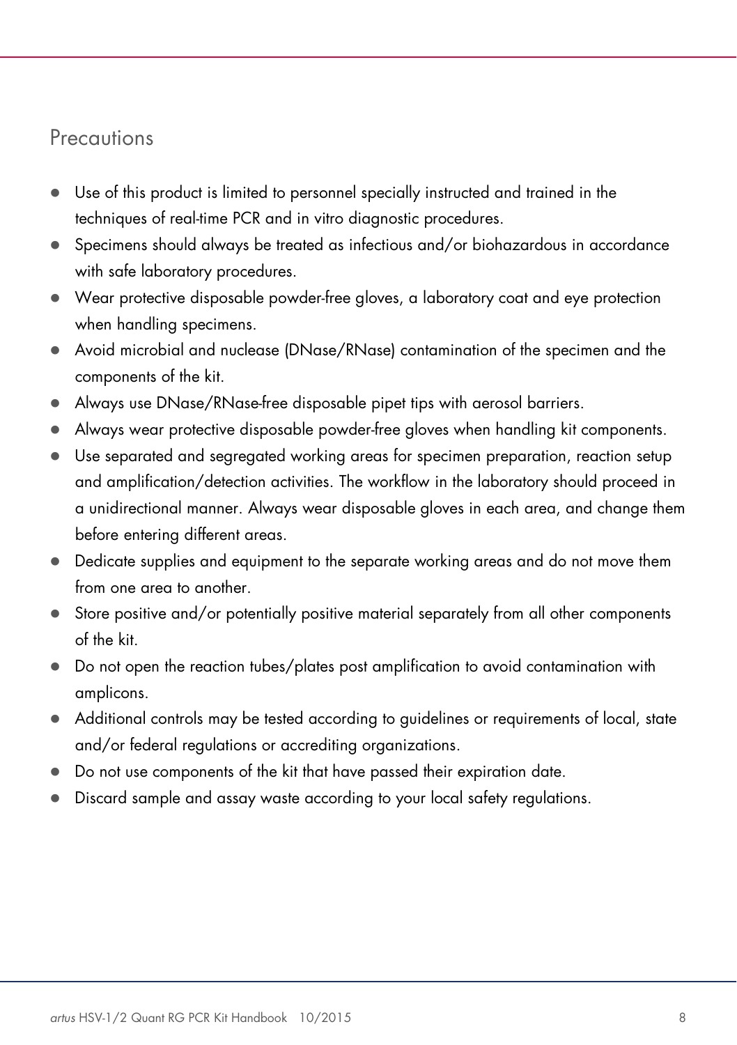## Precautions

- Use of this product is limited to personnel specially instructed and trained in the techniques of real-time PCR and in vitro diagnostic procedures.
- Specimens should always be treated as infectious and/or biohazardous in accordance with safe laboratory procedures.
- Wear protective disposable powder-free gloves, a laboratory coat and eye protection when handling specimens.
- Avoid microbial and nuclease (DNase/RNase) contamination of the specimen and the components of the kit.
- Always use DNase/RNase-free disposable pipet tips with aerosol barriers.
- Always wear protective disposable powder-free gloves when handling kit components.
- Use separated and segregated working areas for specimen preparation, reaction setup and amplification/detection activities. The workflow in the laboratory should proceed in a unidirectional manner. Always wear disposable gloves in each area, and change them before entering different areas.
- Dedicate supplies and equipment to the separate working areas and do not move them from one area to another.
- Store positive and/or potentially positive material separately from all other components of the kit.
- Do not open the reaction tubes/plates post amplification to avoid contamination with amplicons.
- Additional controls may be tested according to guidelines or requirements of local, state and/or federal regulations or accrediting organizations.
- Do not use components of the kit that have passed their expiration date.
- Discard sample and assay waste according to your local safety regulations.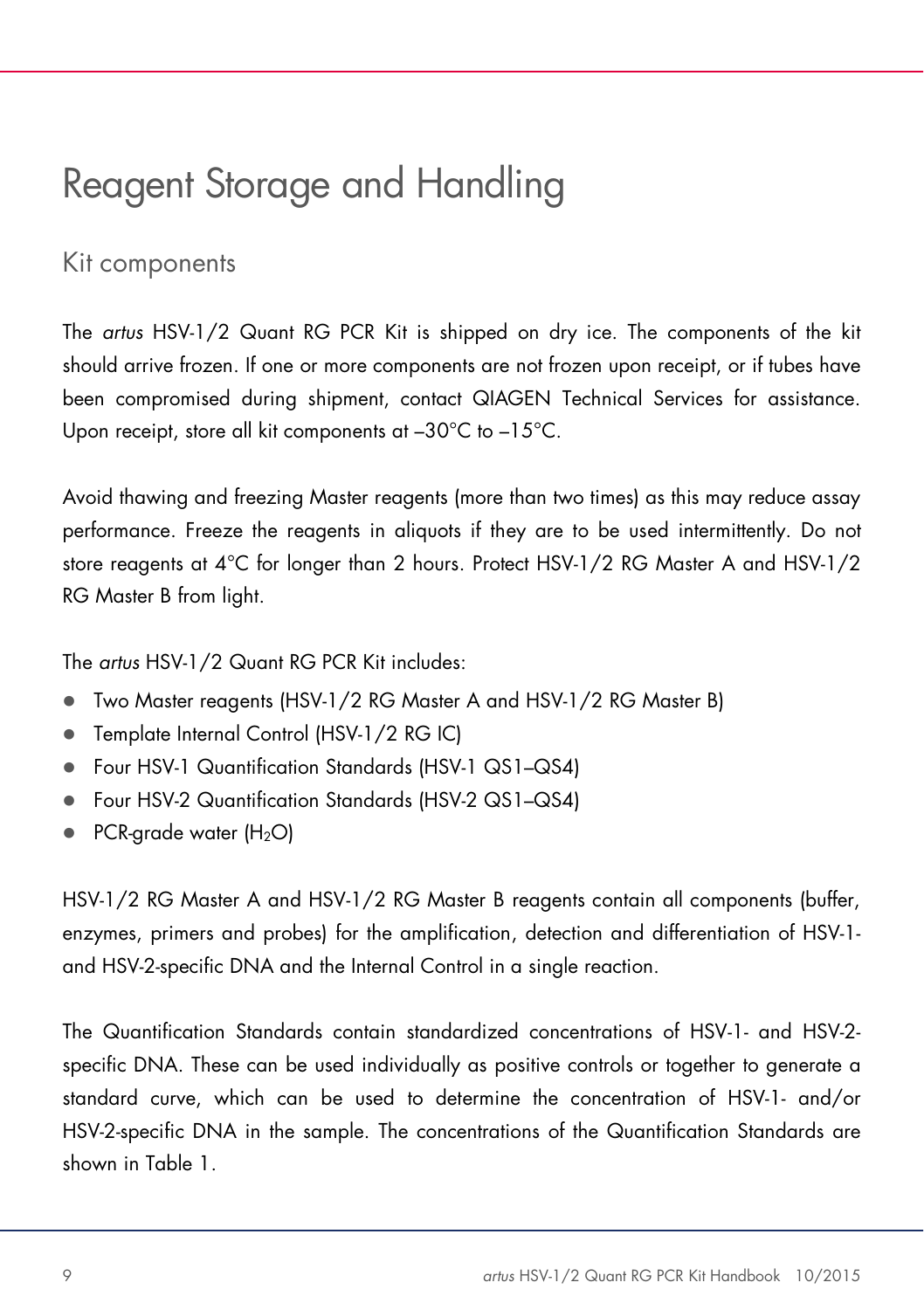# Reagent Storage and Handling

## Kit components

The *artus* HSV-1/2 Quant RG PCR Kit is shipped on dry ice. The components of the kit should arrive frozen. If one or more components are not frozen upon receipt, or if tubes have been compromised during shipment, contact QIAGEN Technical Services for assistance. Upon receipt, store all kit components at –30°C to –15°C.

Avoid thawing and freezing Master reagents (more than two times) as this may reduce assay performance. Freeze the reagents in aliquots if they are to be used intermittently. Do not store reagents at 4°C for longer than 2 hours. Protect HSV-1/2 RG Master A and HSV-1/2 RG Master B from light.

The *artus* HSV-1/2 Quant RG PCR Kit includes:

- Two Master reagents (HSV-1/2 RG Master A and HSV-1/2 RG Master B)
- Template Internal Control (HSV-1/2 RG IC)
- Four HSV-1 Quantification Standards (HSV-1 QS1–QS4)
- Four HSV-2 Quantification Standards (HSV-2 QS1–QS4)
- PCR-grade water ($H_2O$)

HSV-1/2 RG Master A and HSV-1/2 RG Master B reagents contain all components (buffer, enzymes, primers and probes) for the amplification, detection and differentiation of HSV-1- and HSV-2-specific DNA and the Internal Control in a single reaction.

The Quantification Standards contain standardized concentrations of HSV-1- and HSV-2-specific DNA. These can be used individually as positive controls or together to generate a standard curve, which can be used to determine the concentration of HSV-1- and/or HSV-2-specific DNA in the sample. The concentrations of the Quantification Standards are shown in Table 1.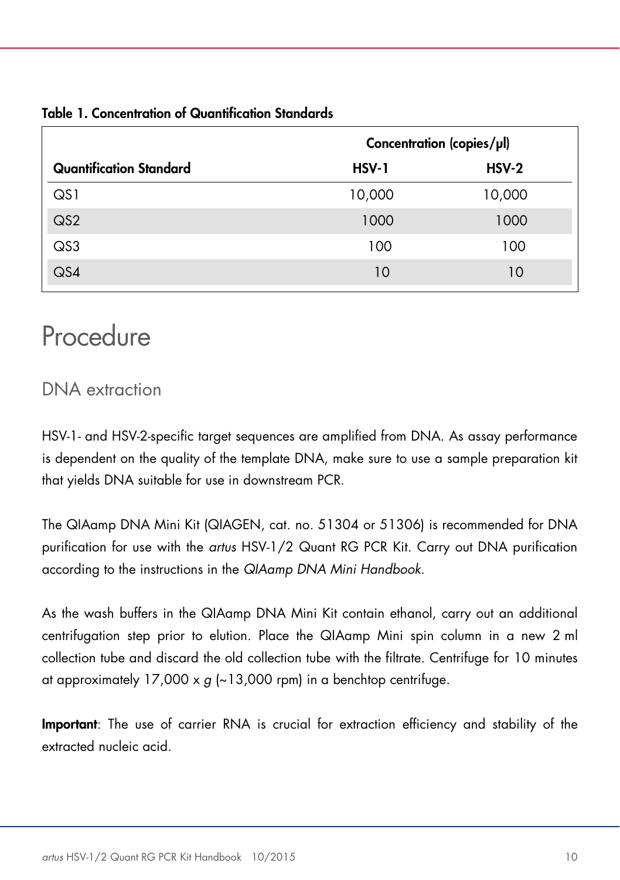**Table 1. Concentration of Quantification Standards**

| Quantification Standard | Concentration (copies/µl) | |
|---|---|---|
| | HSV-1 | HSV-2 |
| QS1 | 10,000 | 10,000 |
| QS2 | 1000 | 1000 |
| QS3 | 100 | 100 |
| QS4 | 10 | 10 |

# Procedure

## DNA extraction

HSV-1- and HSV-2-specific target sequences are amplified from DNA. As assay performance is dependent on the quality of the template DNA, make sure to use a sample preparation kit that yields DNA suitable for use in downstream PCR.

The QIAamp DNA Mini Kit (QIAGEN, cat. no. 51304 or 51306) is recommended for DNA purification for use with the *artus* HSV-1/2 Quant RG PCR Kit. Carry out DNA purification according to the instructions in the *QIAamp DNA Mini Handbook*.

As the wash buffers in the QIAamp DNA Mini Kit contain ethanol, carry out an additional centrifugation step prior to elution. Place the QIAamp Mini spin column in a new 2 ml collection tube and discard the old collection tube with the filtrate. Centrifuge for 10 minutes at approximately 17,000 x *g* (~13,000 rpm) in a benchtop centrifuge.

**Important**: The use of carrier RNA is crucial for extraction efficiency and stability of the extracted nucleic acid.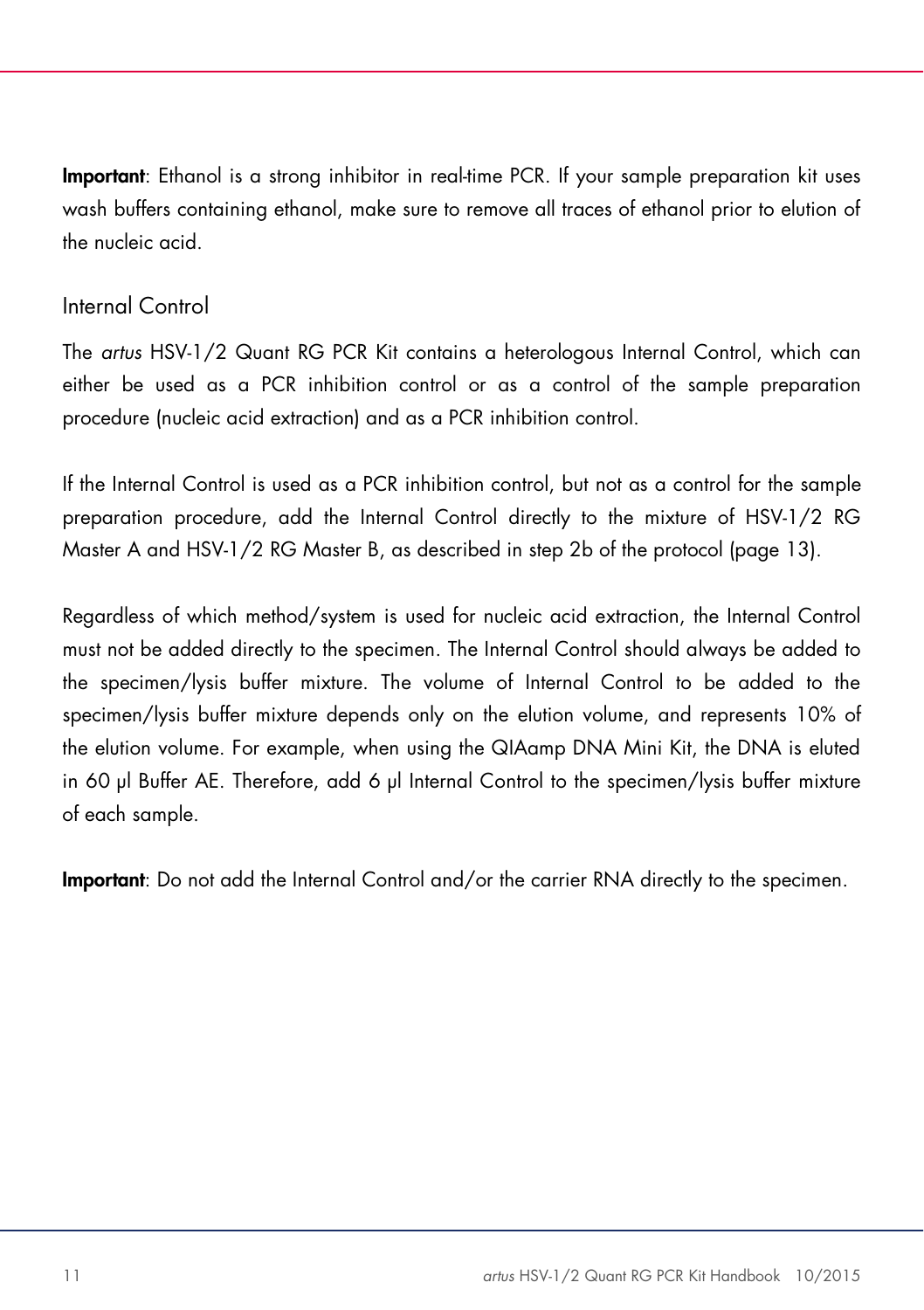**Important**: Ethanol is a strong inhibitor in real-time PCR. If your sample preparation kit uses wash buffers containing ethanol, make sure to remove all traces of ethanol prior to elution of the nucleic acid.

## Internal Control

The *artus* HSV-1/2 Quant RG PCR Kit contains a heterologous Internal Control, which can either be used as a PCR inhibition control or as a control of the sample preparation procedure (nucleic acid extraction) and as a PCR inhibition control.

If the Internal Control is used as a PCR inhibition control, but not as a control for the sample preparation procedure, add the Internal Control directly to the mixture of HSV-1/2 RG Master A and HSV-1/2 RG Master B, as described in step 2b of the protocol (page 13).

Regardless of which method/system is used for nucleic acid extraction, the Internal Control must not be added directly to the specimen. The Internal Control should always be added to the specimen/lysis buffer mixture. The volume of Internal Control to be added to the specimen/lysis buffer mixture depends only on the elution volume, and represents 10% of the elution volume. For example, when using the QIAamp DNA Mini Kit, the DNA is eluted in 60 µl Buffer AE. Therefore, add 6 µl Internal Control to the specimen/lysis buffer mixture of each sample.

**Important**: Do not add the Internal Control and/or the carrier RNA directly to the specimen.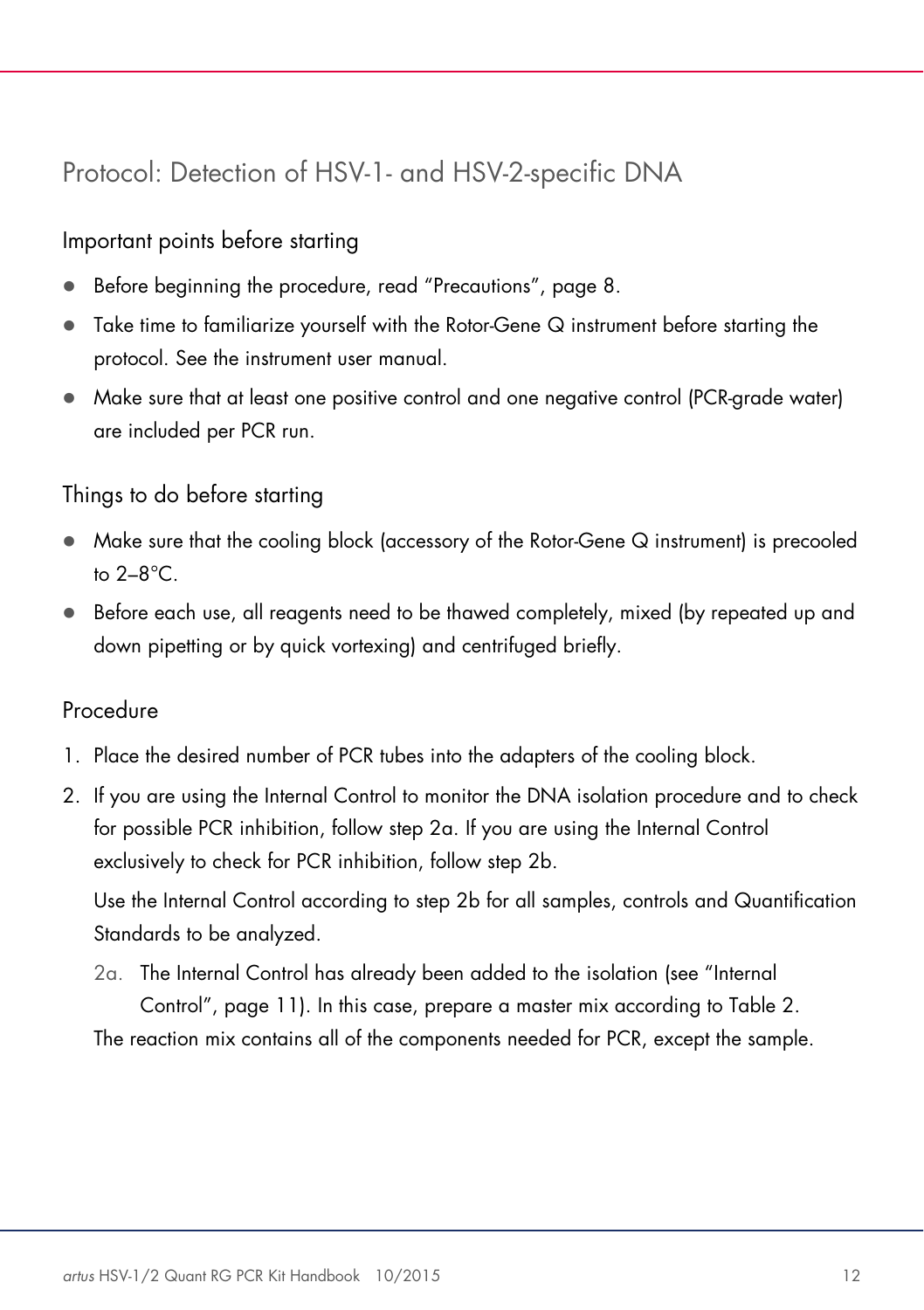# Protocol: Detection of HSV-1- and HSV-2-specific DNA

## Important points before starting

- Before beginning the procedure, read "Precautions", page 8.
- Take time to familiarize yourself with the Rotor-Gene Q instrument before starting the protocol. See the instrument user manual.
- Make sure that at least one positive control and one negative control (PCR-grade water) are included per PCR run.

## Things to do before starting

- Make sure that the cooling block (accessory of the Rotor-Gene Q instrument) is precooled to 2–8°C.
- Before each use, all reagents need to be thawed completely, mixed (by repeated up and down pipetting or by quick vortexing) and centrifuged briefly.

## Procedure

1. Place the desired number of PCR tubes into the adapters of the cooling block.
2. If you are using the Internal Control to monitor the DNA isolation procedure and to check for possible PCR inhibition, follow step 2a. If you are using the Internal Control exclusively to check for PCR inhibition, follow step 2b.

   Use the Internal Control according to step 2b for all samples, controls and Quantification Standards to be analyzed.

   2a. The Internal Control has already been added to the isolation (see "Internal Control", page 11). In this case, prepare a master mix according to Table 2.

   The reaction mix contains all of the components needed for PCR, except the sample.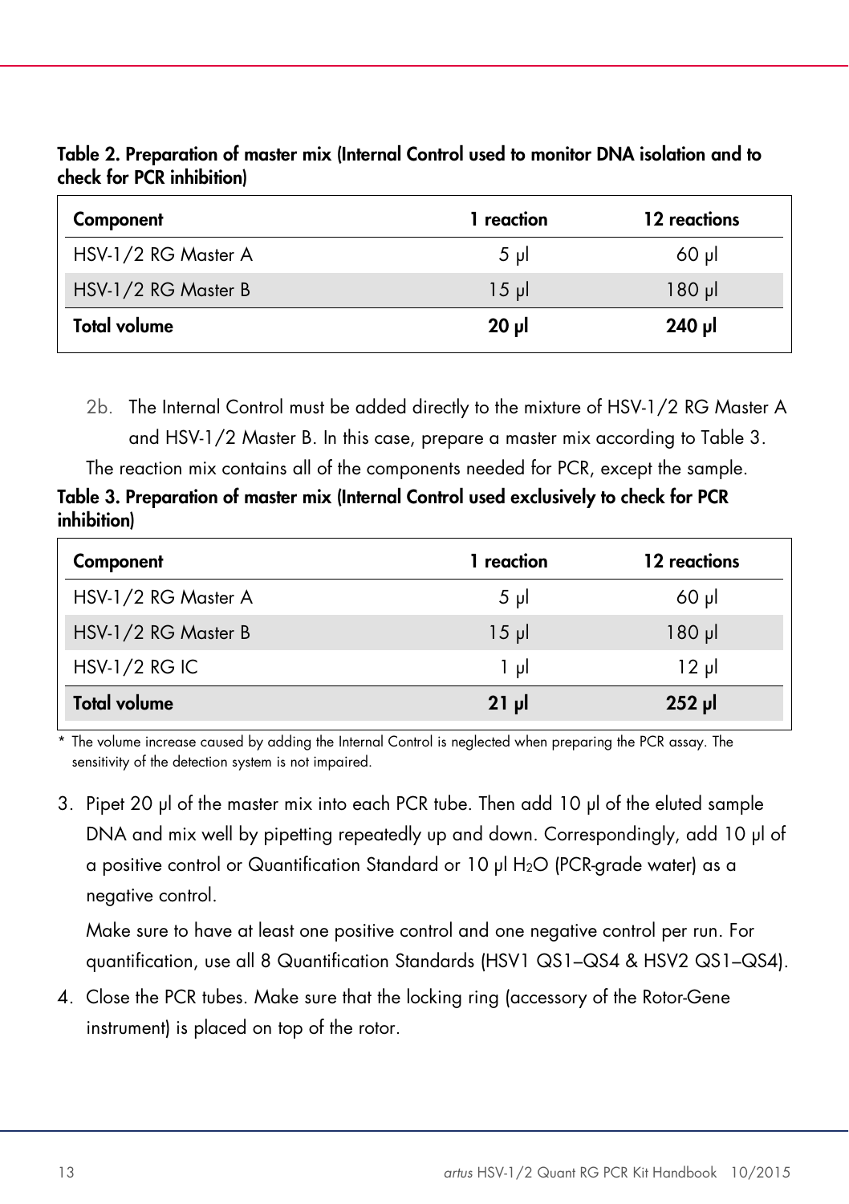**Table 2. Preparation of master mix (Internal Control used to monitor DNA isolation and to check for PCR inhibition)**

| Component | 1 reaction | 12 reactions |
|---|---|---|
| HSV-1/2 RG Master A | 5 µl | 60 µl |
| HSV-1/2 RG Master B | 15 µl | 180 µl |
| **Total volume** | **20 µl** | **240 µl** |

2b. The Internal Control must be added directly to the mixture of HSV-1/2 RG Master A and HSV-1/2 Master B. In this case, prepare a master mix according to Table 3.

The reaction mix contains all of the components needed for PCR, except the sample.

**Table 3. Preparation of master mix (Internal Control used exclusively to check for PCR inhibition)**

| Component | 1 reaction | 12 reactions |
|---|---|---|
| HSV-1/2 RG Master A | 5 µl | 60 µl |
| HSV-1/2 RG Master B | 15 µl | 180 µl |
| HSV-1/2 RG IC | 1 µl | 12 µl |
| **Total volume** | **21 µl** | **252 µl** |

* The volume increase caused by adding the Internal Control is neglected when preparing the PCR assay. The sensitivity of the detection system is not impaired.

3. Pipet 20 µl of the master mix into each PCR tube. Then add 10 µl of the eluted sample DNA and mix well by pipetting repeatedly up and down. Correspondingly, add 10 µl of a positive control or Quantification Standard or 10 µl $H_2O$ (PCR-grade water) as a negative control.

   Make sure to have at least one positive control and one negative control per run. For quantification, use all 8 Quantification Standards (HSV1 QS1–QS4 & HSV2 QS1–QS4).

4. Close the PCR tubes. Make sure that the locking ring (accessory of the Rotor-Gene instrument) is placed on top of the rotor.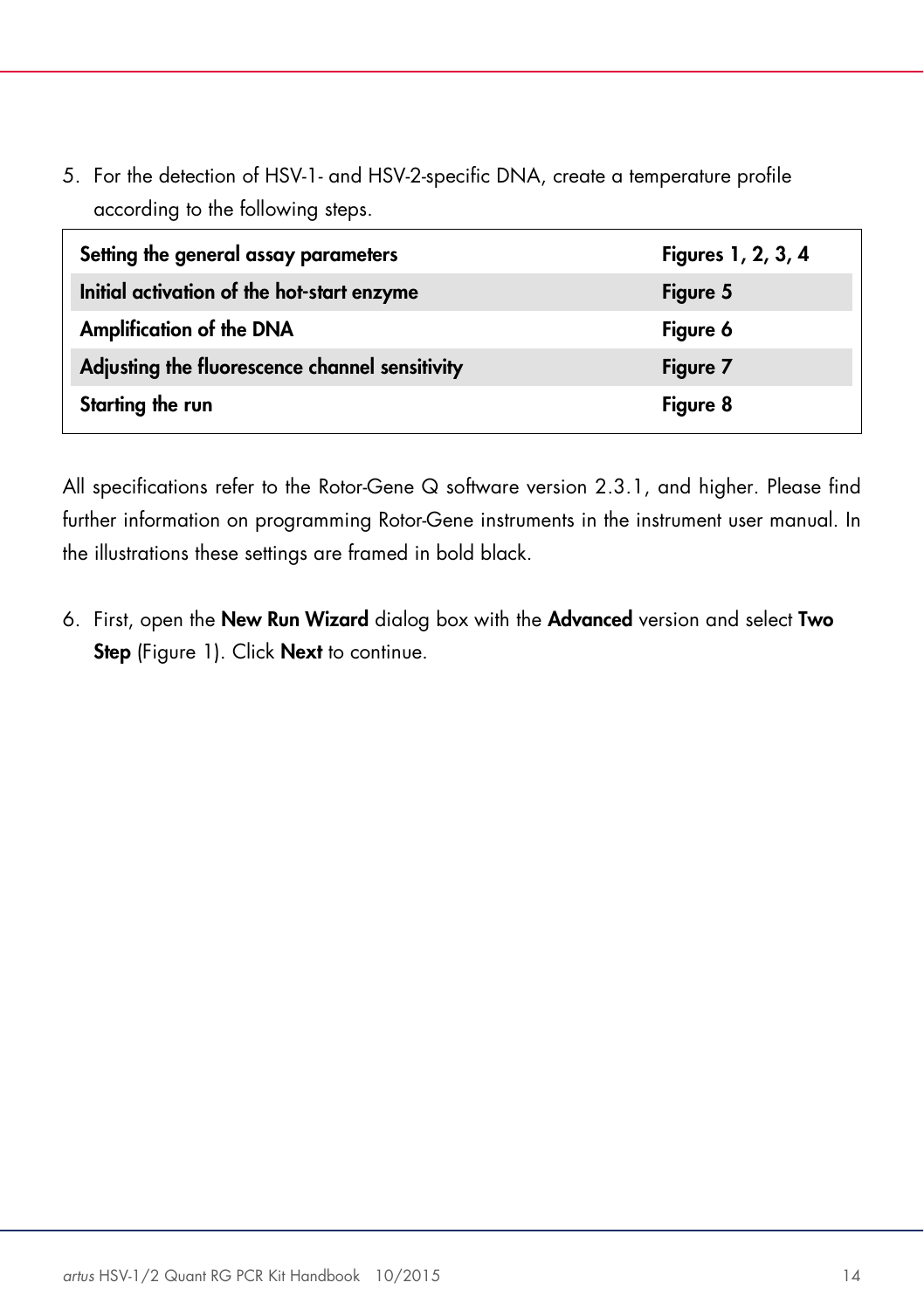5. For the detection of HSV-1- and HSV-2-specific DNA, create a temperature profile according to the following steps.

| **Setting the general assay parameters** | **Figures 1, 2, 3, 4** |
|---|---|
| **Initial activation of the hot-start enzyme** | **Figure 5** |
| **Amplification of the DNA** | **Figure 6** |
| **Adjusting the fluorescence channel sensitivity** | **Figure 7** |
| **Starting the run** | **Figure 8** |

All specifications refer to the Rotor-Gene Q software version 2.3.1, and higher. Please find further information on programming Rotor-Gene instruments in the instrument user manual. In the illustrations these settings are framed in bold black.

6. First, open the **New Run Wizard** dialog box with the **Advanced** version and select **Two Step** (Figure 1). Click **Next** to continue.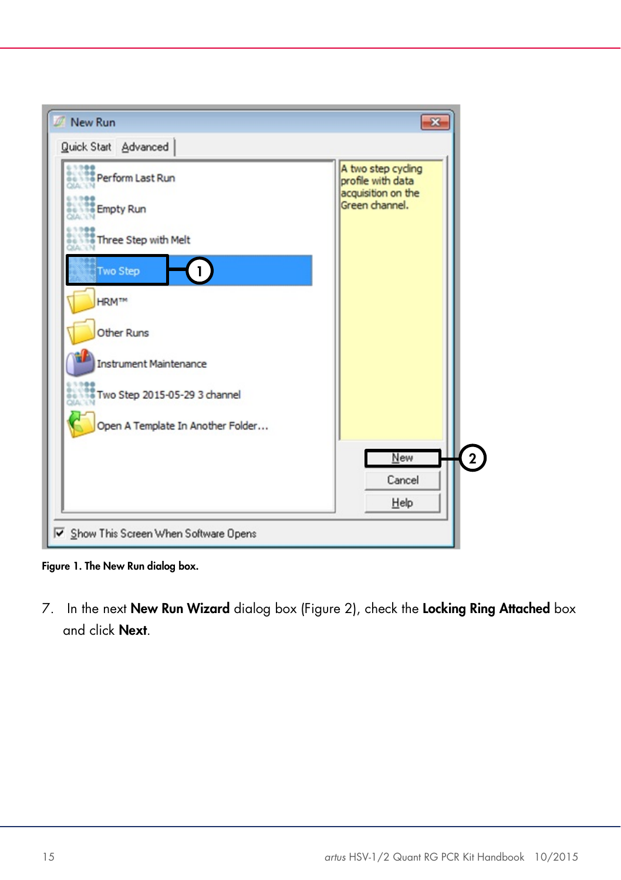Figure 1. The New Run dialog box.

7. In the next **New Run Wizard** dialog box (Figure 2), check the **Locking Ring Attached** box and click **Next**.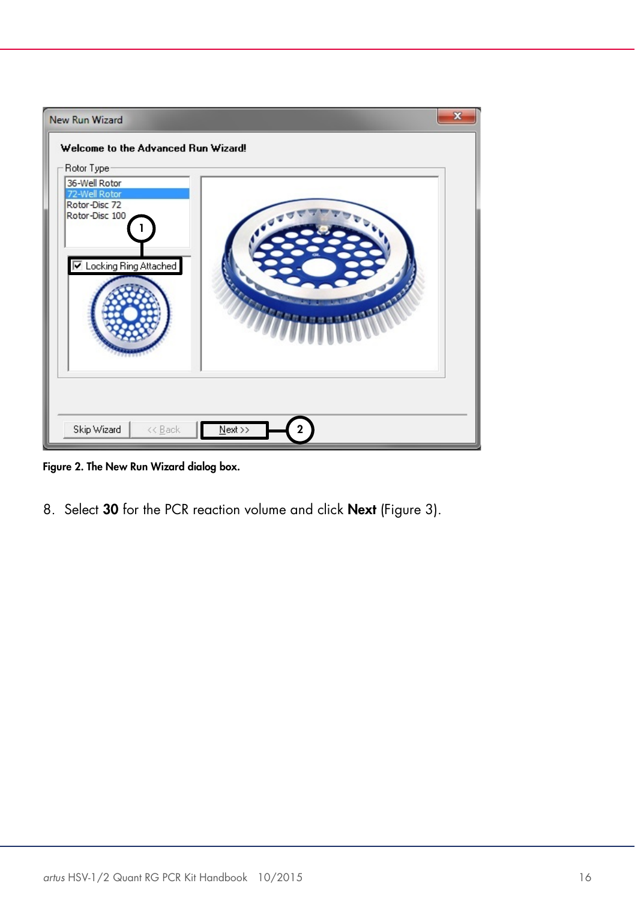**Figure 2. The New Run Wizard dialog box.**

8. Select **30** for the PCR reaction volume and click **Next** (Figure 3).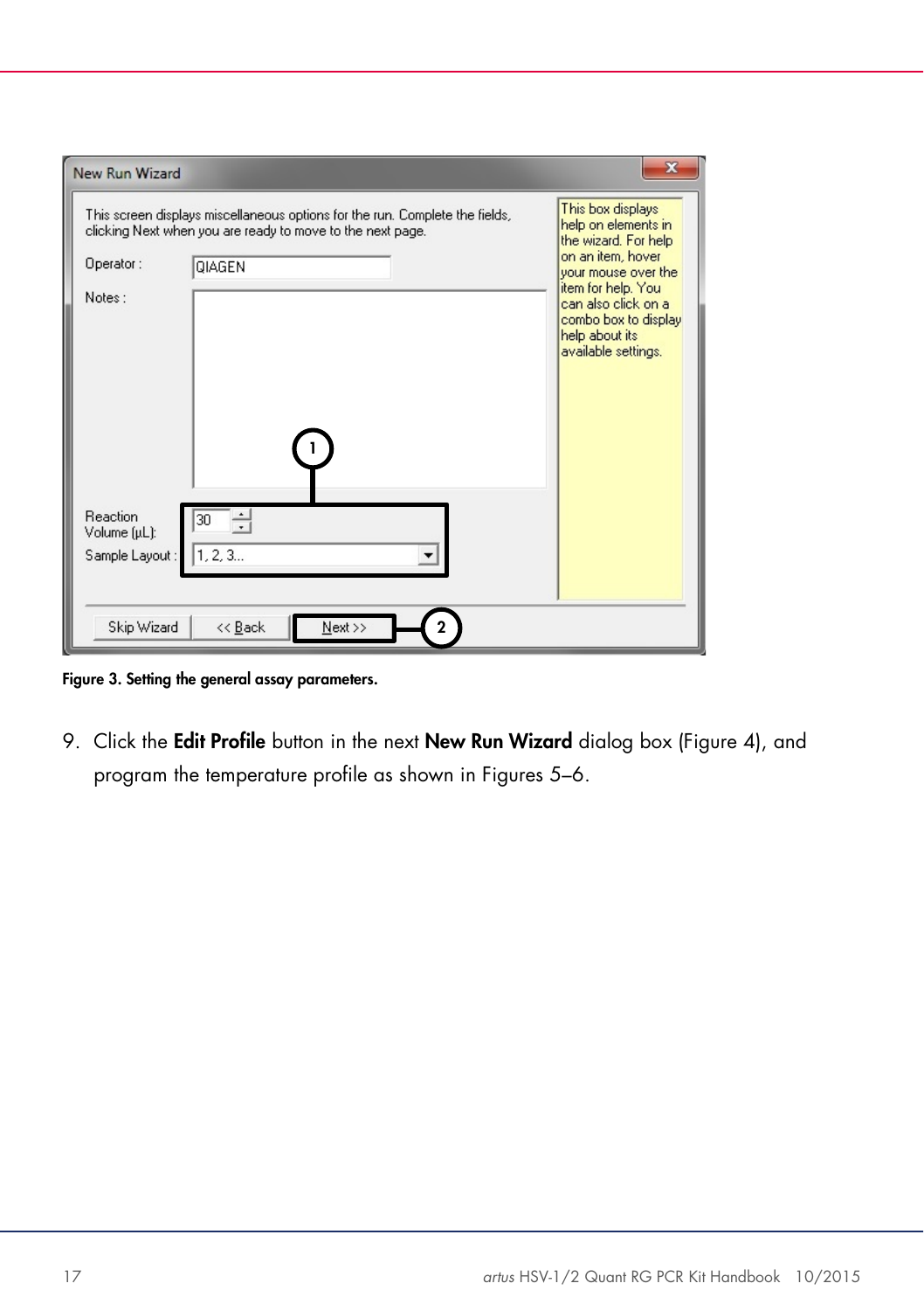**Figure 3. Setting the general assay parameters.**

9. Click the **Edit Profile** button in the next **New Run Wizard** dialog box (Figure 4), and program the temperature profile as shown in Figures 5–6.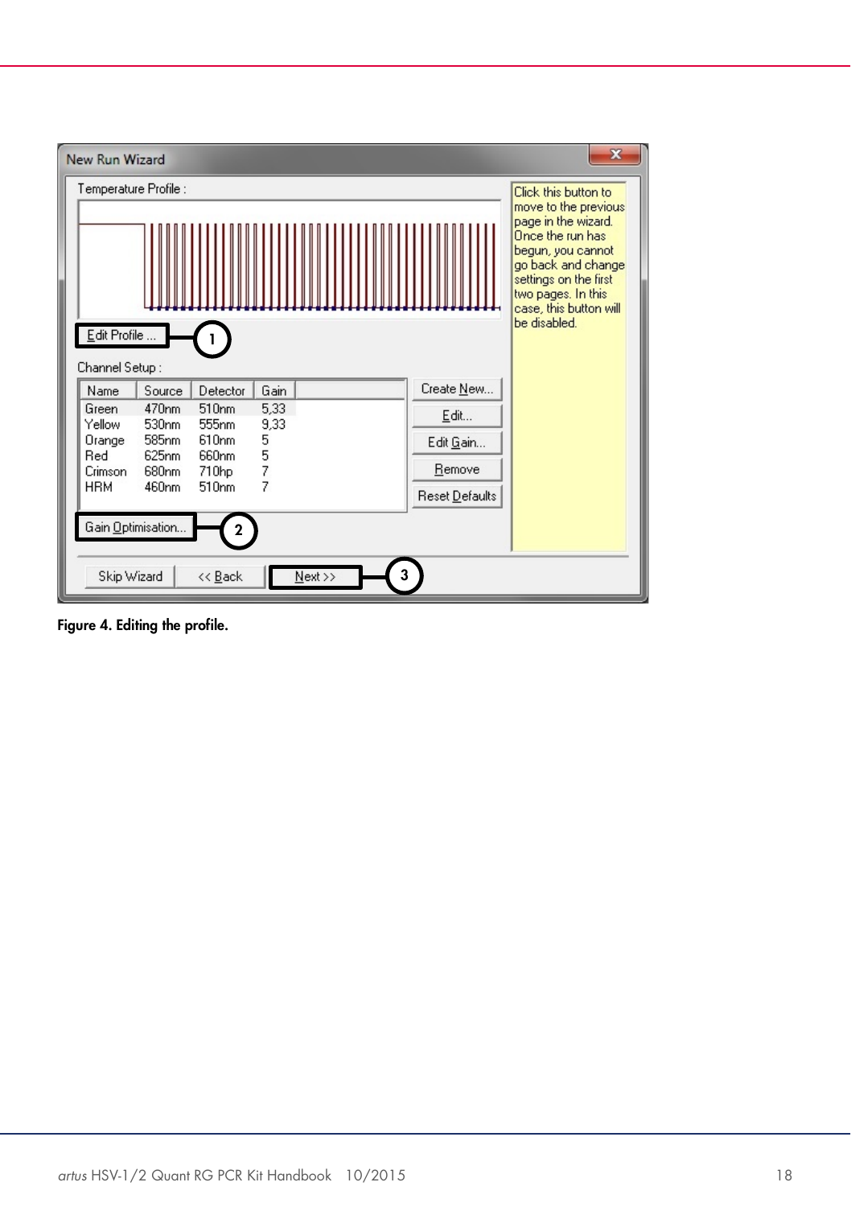Figure 4. Editing the profile.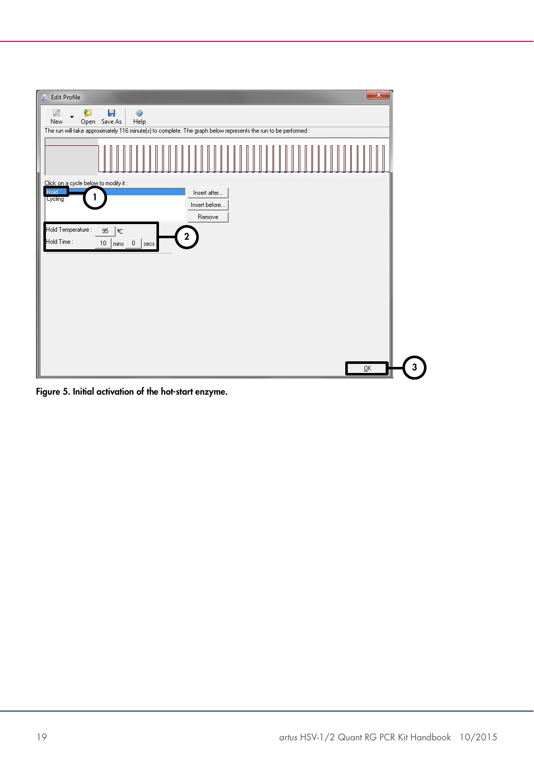**Figure 5. Initial activation of the hot-start enzyme.**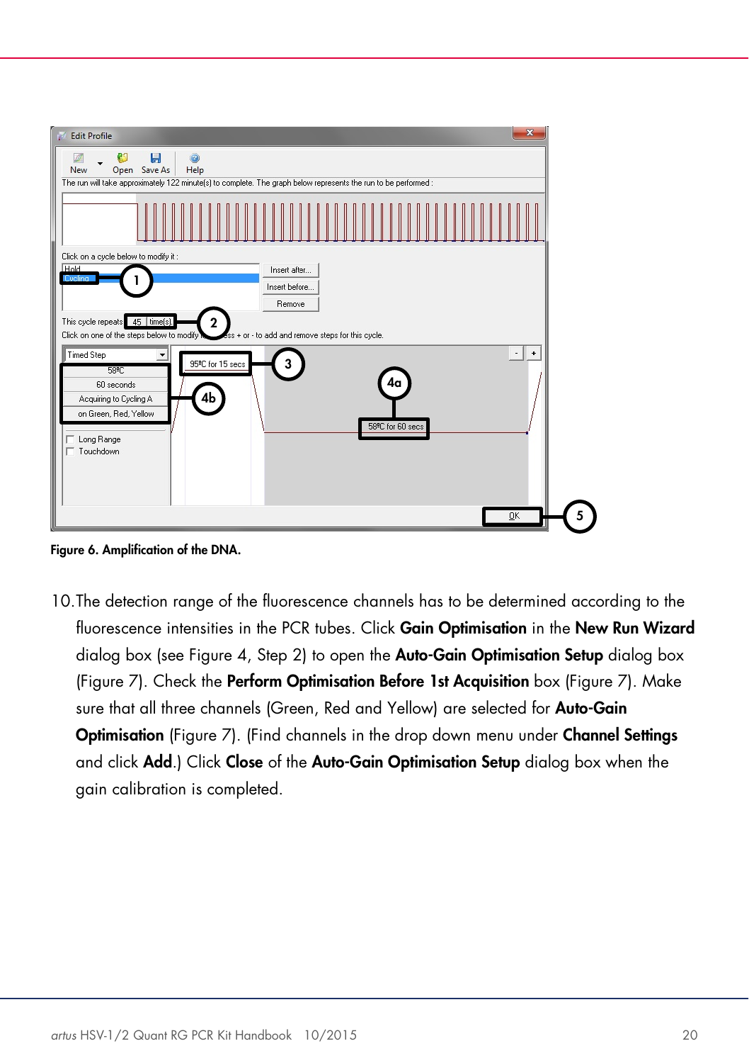Figure 6. Amplification of the DNA.

10. The detection range of the fluorescence channels has to be determined according to the fluorescence intensities in the PCR tubes. Click **Gain Optimisation** in the **New Run Wizard** dialog box (see Figure 4, Step 2) to open the **Auto-Gain Optimisation Setup** dialog box (Figure 7). Check the **Perform Optimisation Before 1st Acquisition** box (Figure 7). Make sure that all three channels (Green, Red and Yellow) are selected for **Auto-Gain Optimisation** (Figure 7). (Find channels in the drop down menu under **Channel Settings** and click **Add**.) Click **Close** of the **Auto-Gain Optimisation Setup** dialog box when the gain calibration is completed.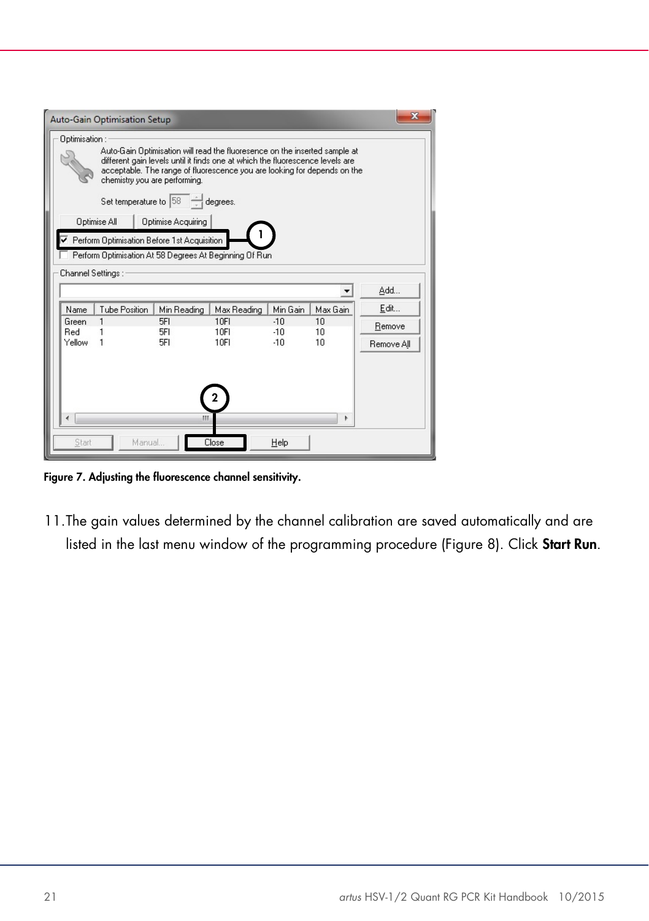Figure 7. Adjusting the fluorescence channel sensitivity.

11. The gain values determined by the channel calibration are saved automatically and are listed in the last menu window of the programming procedure (Figure 8). Click **Start Run**.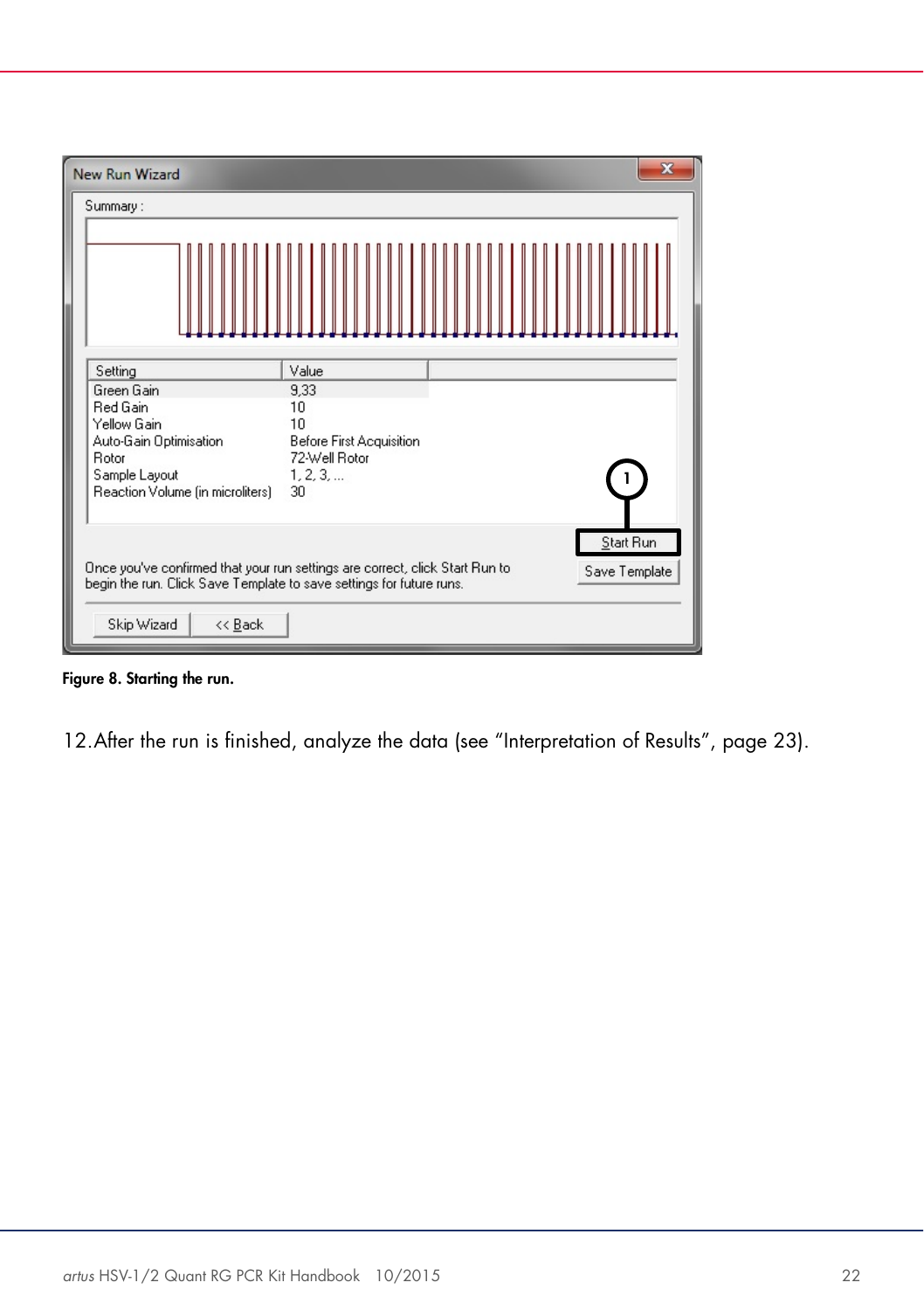Figure 8. Starting the run.

12. After the run is finished, analyze the data (see "Interpretation of Results", page 23).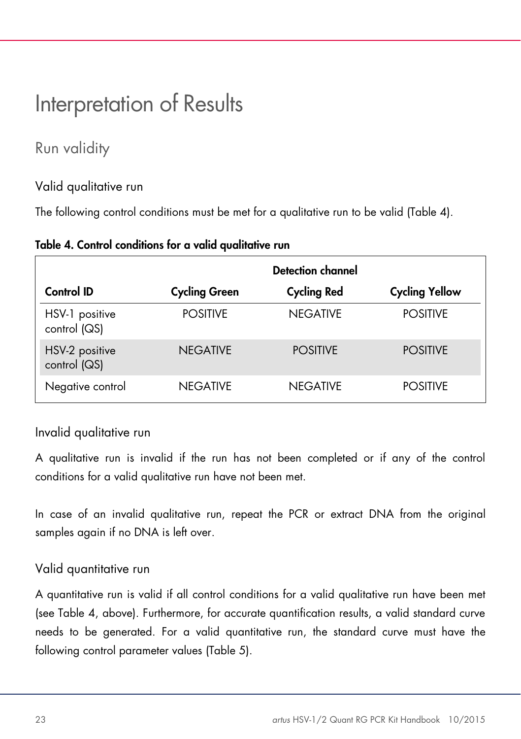# Interpretation of Results

## Run validity

### Valid qualitative run

The following control conditions must be met for a qualitative run to be valid (Table 4).

**Table 4. Control conditions for a valid qualitative run**

| | **Detection channel** | | |
|---|---|---|---|
| **Control ID** | **Cycling Green** | **Cycling Red** | **Cycling Yellow** |
| HSV-1 positive control (QS) | POSITIVE | NEGATIVE | POSITIVE |
| HSV-2 positive control (QS) | NEGATIVE | POSITIVE | POSITIVE |
| Negative control | NEGATIVE | NEGATIVE | POSITIVE |

### Invalid qualitative run

A qualitative run is invalid if the run has not been completed or if any of the control conditions for a valid qualitative run have not been met.

In case of an invalid qualitative run, repeat the PCR or extract DNA from the original samples again if no DNA is left over.

### Valid quantitative run

A quantitative run is valid if all control conditions for a valid qualitative run have been met (see Table 4, above). Furthermore, for accurate quantification results, a valid standard curve needs to be generated. For a valid quantitative run, the standard curve must have the following control parameter values (Table 5).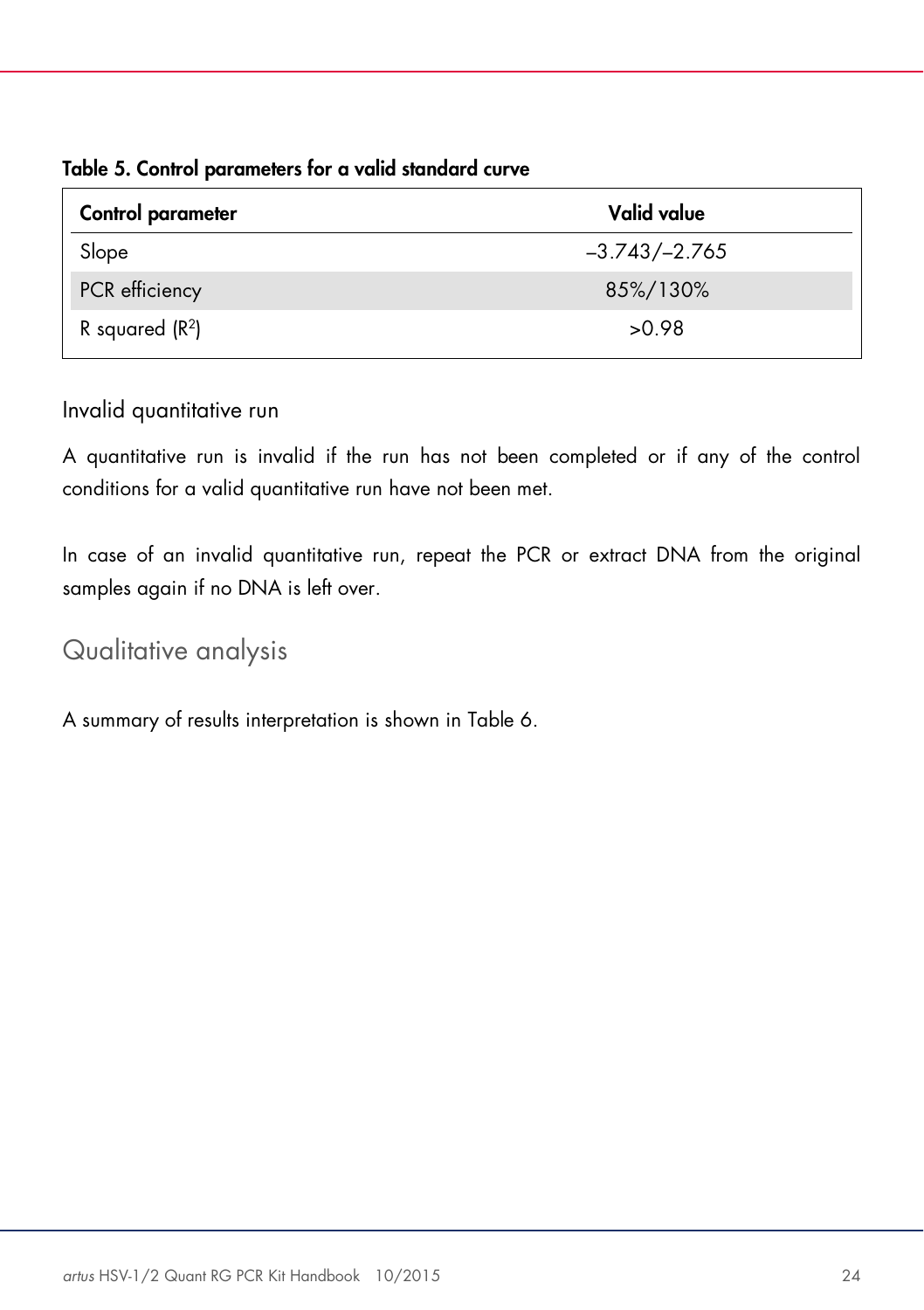**Table 5. Control parameters for a valid standard curve**

| Control parameter | Valid value |
| --- | --- |
| Slope | –3.743/–2.765 |
| PCR efficiency | 85%/130% |
| R squared ($R^2$) | >0.98 |

### Invalid quantitative run

A quantitative run is invalid if the run has not been completed or if any of the control conditions for a valid quantitative run have not been met.

In case of an invalid quantitative run, repeat the PCR or extract DNA from the original samples again if no DNA is left over.

## Qualitative analysis

A summary of results interpretation is shown in Table 6.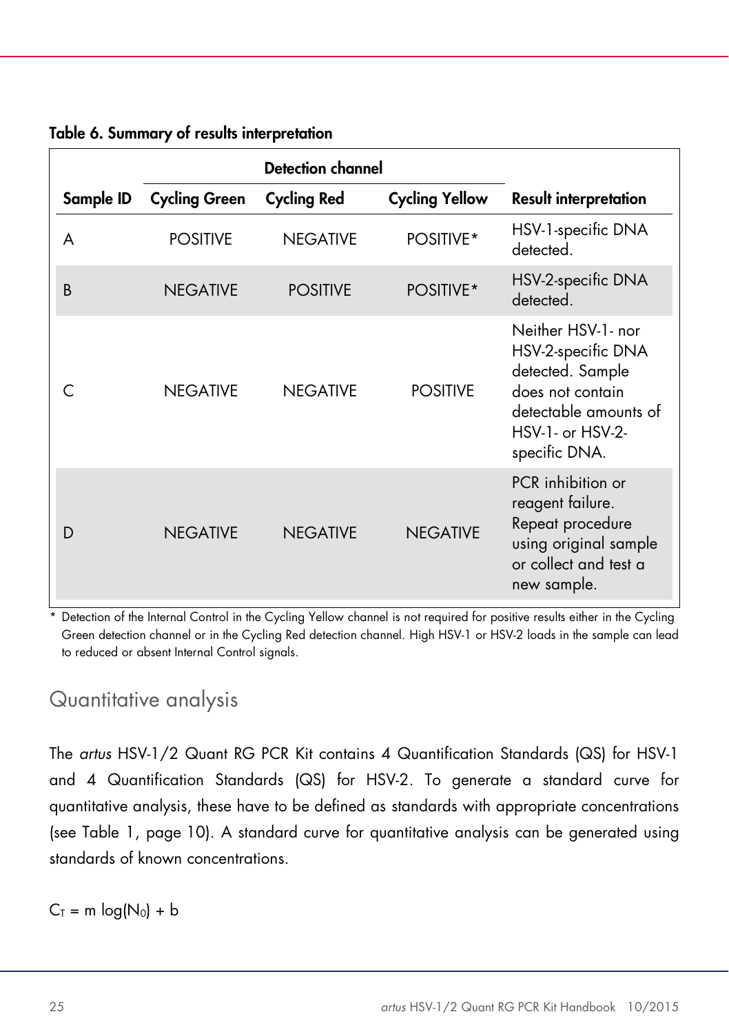**Table 6. Summary of results interpretation**

| Sample ID | Detection channel | | | Result interpretation |
|---|---|---|---|---|
| | Cycling Green | Cycling Red | Cycling Yellow | |
| A | POSITIVE | NEGATIVE | POSITIVE* | HSV-1-specific DNA detected. |
| B | NEGATIVE | POSITIVE | POSITIVE* | HSV-2-specific DNA detected. |
| C | NEGATIVE | NEGATIVE | POSITIVE | Neither HSV-1- nor HSV-2-specific DNA detected. Sample does not contain detectable amounts of HSV-1- or HSV-2-specific DNA. |
| D | NEGATIVE | NEGATIVE | NEGATIVE | PCR inhibition or reagent failure. Repeat procedure using original sample or collect and test a new sample. |

* Detection of the Internal Control in the Cycling Yellow channel is not required for positive results either in the Cycling Green detection channel or in the Cycling Red detection channel. High HSV-1 or HSV-2 loads in the sample can lead to reduced or absent Internal Control signals.

## Quantitative analysis

The *artus* HSV-1/2 Quant RG PCR Kit contains 4 Quantification Standards (QS) for HSV-1 and 4 Quantification Standards (QS) for HSV-2. To generate a standard curve for quantitative analysis, these have to be defined as standards with appropriate concentrations (see Table 1, page 10). A standard curve for quantitative analysis can be generated using standards of known concentrations.

$C_T = m \log(N_0) + b$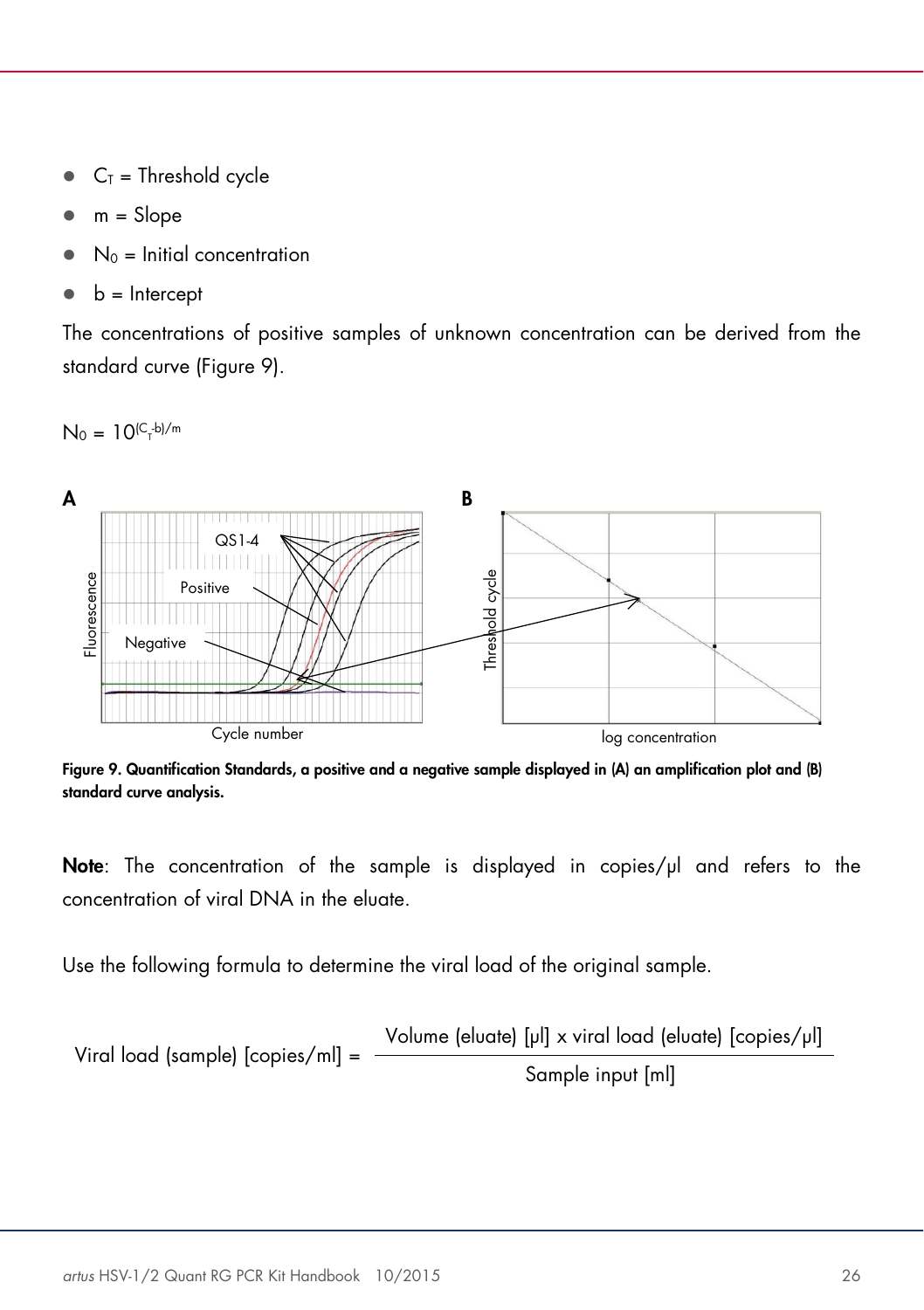- $C_T$ = Threshold cycle
- m = Slope
- $N_0$ = Initial concentration
- b = Intercept

The concentrations of positive samples of unknown concentration can be derived from the standard curve (Figure 9).

$$N_0 = 10^{(C_T - b)/m}$$

**Figure 9. Quantification Standards, a positive and a negative sample displayed in (A) an amplification plot and (B) standard curve analysis.**

**Note**: The concentration of the sample is displayed in copies/µl and refers to the concentration of viral DNA in the eluate.

Use the following formula to determine the viral load of the original sample.

$$\text{Viral load (sample) [copies/ml]} = \frac{\text{Volume (eluate) [µl] x viral load (eluate) [copies/µl]}}{\text{Sample input [ml]}}$$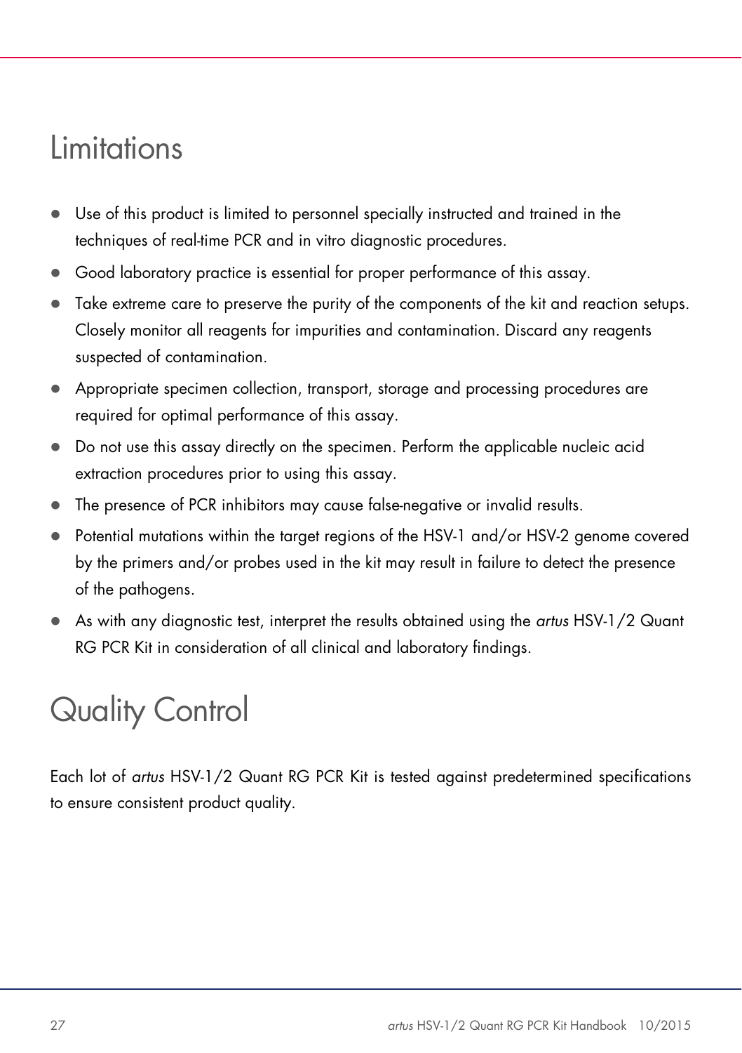# Limitations

- Use of this product is limited to personnel specially instructed and trained in the techniques of real-time PCR and in vitro diagnostic procedures.
- Good laboratory practice is essential for proper performance of this assay.
- Take extreme care to preserve the purity of the components of the kit and reaction setups. Closely monitor all reagents for impurities and contamination. Discard any reagents suspected of contamination.
- Appropriate specimen collection, transport, storage and processing procedures are required for optimal performance of this assay.
- Do not use this assay directly on the specimen. Perform the applicable nucleic acid extraction procedures prior to using this assay.
- The presence of PCR inhibitors may cause false-negative or invalid results.
- Potential mutations within the target regions of the HSV-1 and/or HSV-2 genome covered by the primers and/or probes used in the kit may result in failure to detect the presence of the pathogens.
- As with any diagnostic test, interpret the results obtained using the *artus* HSV-1/2 Quant RG PCR Kit in consideration of all clinical and laboratory findings.

# Quality Control

Each lot of *artus* HSV-1/2 Quant RG PCR Kit is tested against predetermined specifications to ensure consistent product quality.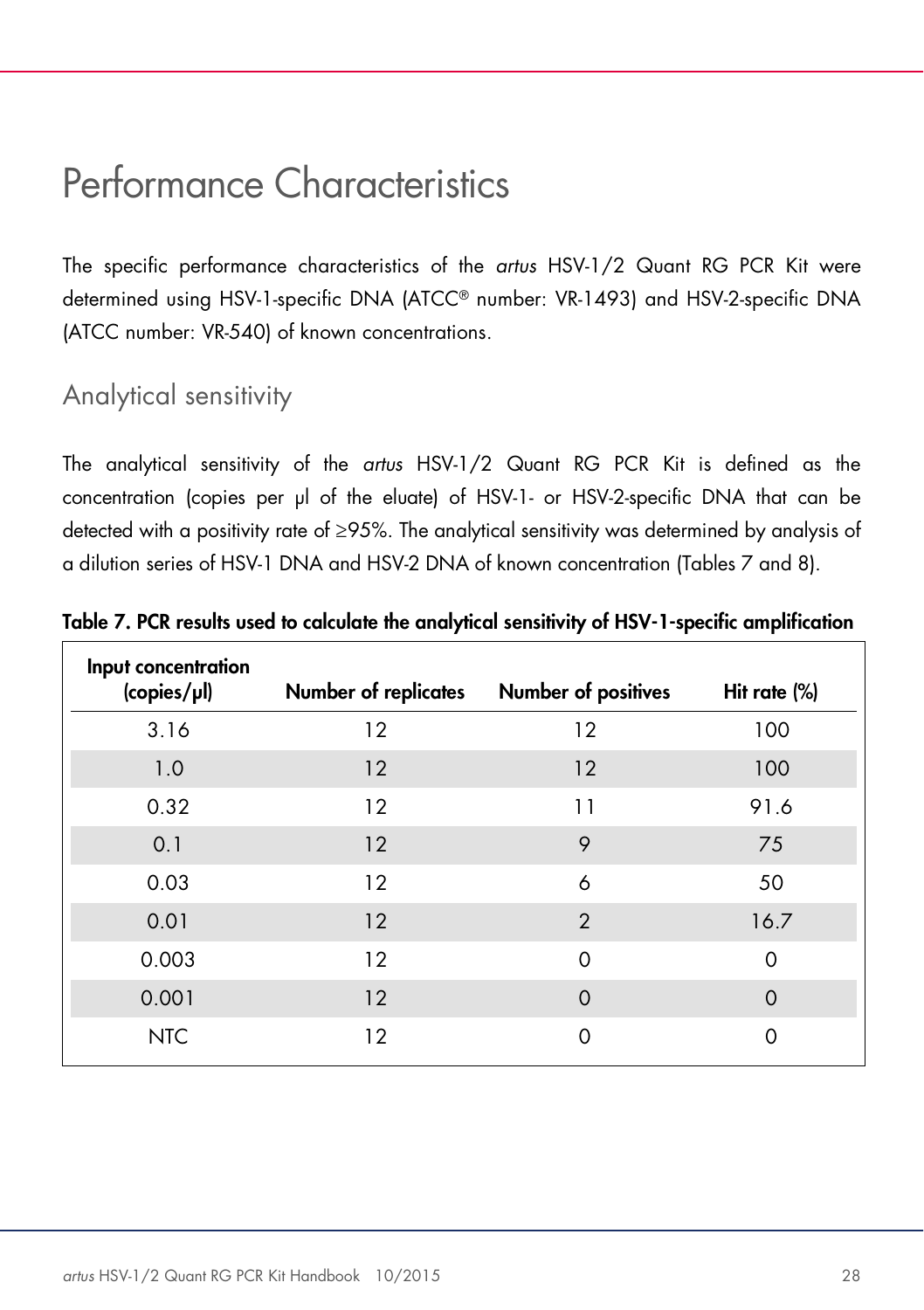# Performance Characteristics

The specific performance characteristics of the *artus* HSV-1/2 Quant RG PCR Kit were determined using HSV-1-specific DNA (ATCC® number: VR-1493) and HSV-2-specific DNA (ATCC number: VR-540) of known concentrations.

## Analytical sensitivity

The analytical sensitivity of the *artus* HSV-1/2 Quant RG PCR Kit is defined as the concentration (copies per µl of the eluate) of HSV-1- or HSV-2-specific DNA that can be detected with a positivity rate of ≥95%. The analytical sensitivity was determined by analysis of a dilution series of HSV-1 DNA and HSV-2 DNA of known concentration (Tables 7 and 8).

**Table 7. PCR results used to calculate the analytical sensitivity of HSV-1-specific amplification**

| Input concentration (copies/µl) | Number of replicates | Number of positives | Hit rate (%) |
|---|---|---|---|
| 3.16 | 12 | 12 | 100 |
| 1.0 | 12 | 12 | 100 |
| 0.32 | 12 | 11 | 91.6 |
| 0.1 | 12 | 9 | 75 |
| 0.03 | 12 | 6 | 50 |
| 0.01 | 12 | 2 | 16.7 |
| 0.003 | 12 | 0 | 0 |
| 0.001 | 12 | 0 | 0 |
| NTC | 12 | 0 | 0 |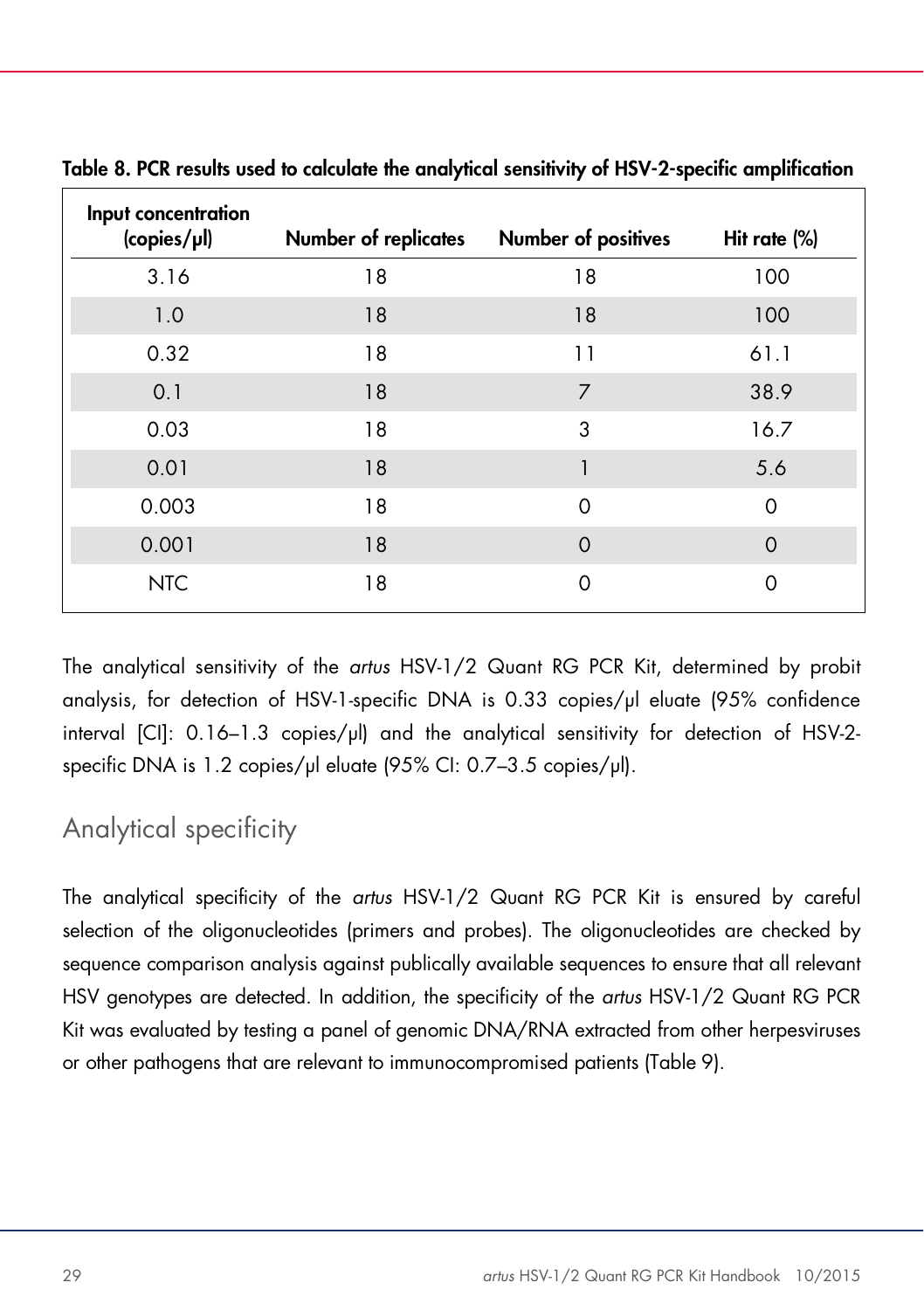**Table 8. PCR results used to calculate the analytical sensitivity of HSV-2-specific amplification**

| Input concentration (copies/µl) | Number of replicates | Number of positives | Hit rate (%) |
|---|---|---|---|
| 3.16 | 18 | 18 | 100 |
| 1.0 | 18 | 18 | 100 |
| 0.32 | 18 | 11 | 61.1 |
| 0.1 | 18 | 7 | 38.9 |
| 0.03 | 18 | 3 | 16.7 |
| 0.01 | 18 | 1 | 5.6 |
| 0.003 | 18 | 0 | 0 |
| 0.001 | 18 | 0 | 0 |
| NTC | 18 | 0 | 0 |

The analytical sensitivity of the *artus* HSV-1/2 Quant RG PCR Kit, determined by probit analysis, for detection of HSV-1-specific DNA is 0.33 copies/µl eluate (95% confidence interval [CI]: 0.16–1.3 copies/µl) and the analytical sensitivity for detection of HSV-2-specific DNA is 1.2 copies/µl eluate (95% CI: 0.7–3.5 copies/µl).

## Analytical specificity

The analytical specificity of the *artus* HSV-1/2 Quant RG PCR Kit is ensured by careful selection of the oligonucleotides (primers and probes). The oligonucleotides are checked by sequence comparison analysis against publically available sequences to ensure that all relevant HSV genotypes are detected. In addition, the specificity of the *artus* HSV-1/2 Quant RG PCR Kit was evaluated by testing a panel of genomic DNA/RNA extracted from other herpesviruses or other pathogens that are relevant to immunocompromised patients (Table 9).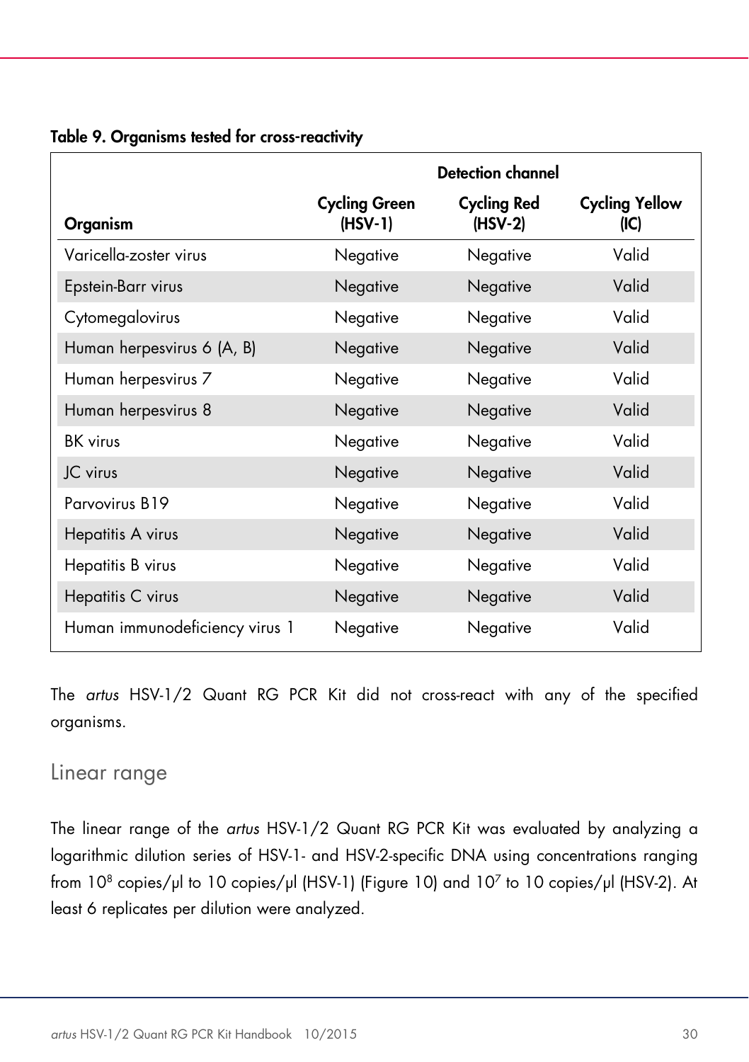**Table 9. Organisms tested for cross-reactivity**

| Organism | Detection channel | | |
|---|---|---|---|
| | Cycling Green (HSV-1) | Cycling Red (HSV-2) | Cycling Yellow (IC) |
| Varicella-zoster virus | Negative | Negative | Valid |
| Epstein-Barr virus | Negative | Negative | Valid |
| Cytomegalovirus | Negative | Negative | Valid |
| Human herpesvirus 6 (A, B) | Negative | Negative | Valid |
| Human herpesvirus 7 | Negative | Negative | Valid |
| Human herpesvirus 8 | Negative | Negative | Valid |
| BK virus | Negative | Negative | Valid |
| JC virus | Negative | Negative | Valid |
| Parvovirus B19 | Negative | Negative | Valid |
| Hepatitis A virus | Negative | Negative | Valid |
| Hepatitis B virus | Negative | Negative | Valid |
| Hepatitis C virus | Negative | Negative | Valid |
| Human immunodeficiency virus 1 | Negative | Negative | Valid |

The *artus* HSV-1/2 Quant RG PCR Kit did not cross-react with any of the specified organisms.

## Linear range

The linear range of the *artus* HSV-1/2 Quant RG PCR Kit was evaluated by analyzing a logarithmic dilution series of HSV-1- and HSV-2-specific DNA using concentrations ranging from $10^8$ copies/µl to 10 copies/µl (HSV-1) (Figure 10) and $10^7$ to 10 copies/µl (HSV-2). At least 6 replicates per dilution were analyzed.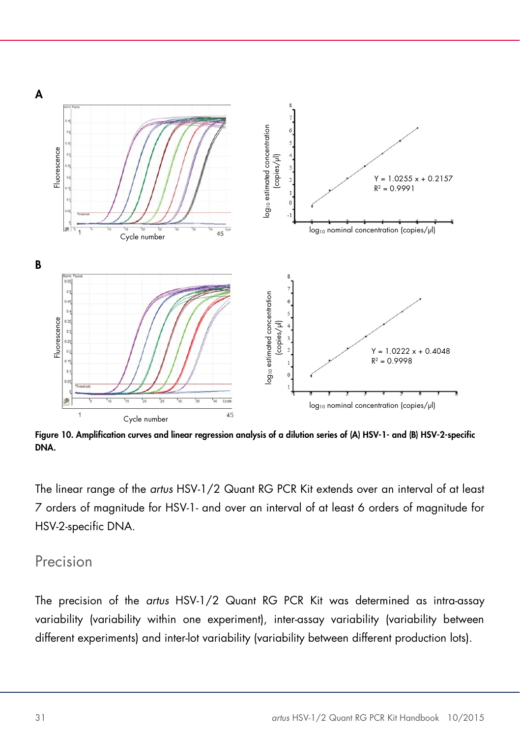**A**

**B**

**Figure 10. Amplification curves and linear regression analysis of a dilution series of (A) HSV-1- and (B) HSV-2-specific DNA.**

The linear range of the *artus* HSV-1/2 Quant RG PCR Kit extends over an interval of at least 7 orders of magnitude for HSV-1- and over an interval of at least 6 orders of magnitude for HSV-2-specific DNA.

## Precision

The precision of the *artus* HSV-1/2 Quant RG PCR Kit was determined as intra-assay variability (variability within one experiment), inter-assay variability (variability between different experiments) and inter-lot variability (variability between different production lots).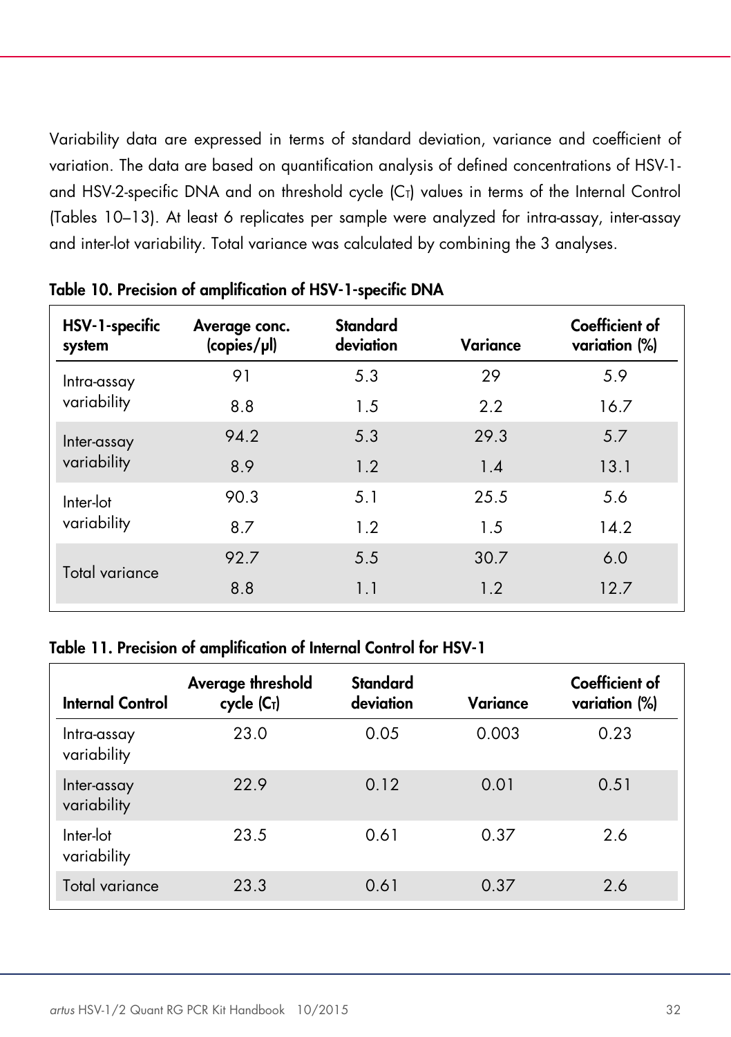Variability data are expressed in terms of standard deviation, variance and coefficient of variation. The data are based on quantification analysis of defined concentrations of HSV-1- and HSV-2-specific DNA and on threshold cycle ($C_T$) values in terms of the Internal Control (Tables 10–13). At least 6 replicates per sample were analyzed for intra-assay, inter-assay and inter-lot variability. Total variance was calculated by combining the 3 analyses.

**Table 10. Precision of amplification of HSV-1-specific DNA**

| HSV-1-specific system | Average conc. (copies/µl) | Standard deviation | Variance | Coefficient of variation (%) |
|---|---|---|---|---|
| Intra-assay variability | 91 | 5.3 | 29 | 5.9 |
| | 8.8 | 1.5 | 2.2 | 16.7 |
| Inter-assay variability | 94.2 | 5.3 | 29.3 | 5.7 |
| | 8.9 | 1.2 | 1.4 | 13.1 |
| Inter-lot variability | 90.3 | 5.1 | 25.5 | 5.6 |
| | 8.7 | 1.2 | 1.5 | 14.2 |
| Total variance | 92.7 | 5.5 | 30.7 | 6.0 |
| | 8.8 | 1.1 | 1.2 | 12.7 |

**Table 11. Precision of amplification of Internal Control for HSV-1**

| Internal Control | Average threshold cycle ($C_T$) | Standard deviation | Variance | Coefficient of variation (%) |
|---|---|---|---|---|
| Intra-assay variability | 23.0 | 0.05 | 0.003 | 0.23 |
| Inter-assay variability | 22.9 | 0.12 | 0.01 | 0.51 |
| Inter-lot variability | 23.5 | 0.61 | 0.37 | 2.6 |
| Total variance | 23.3 | 0.61 | 0.37 | 2.6 |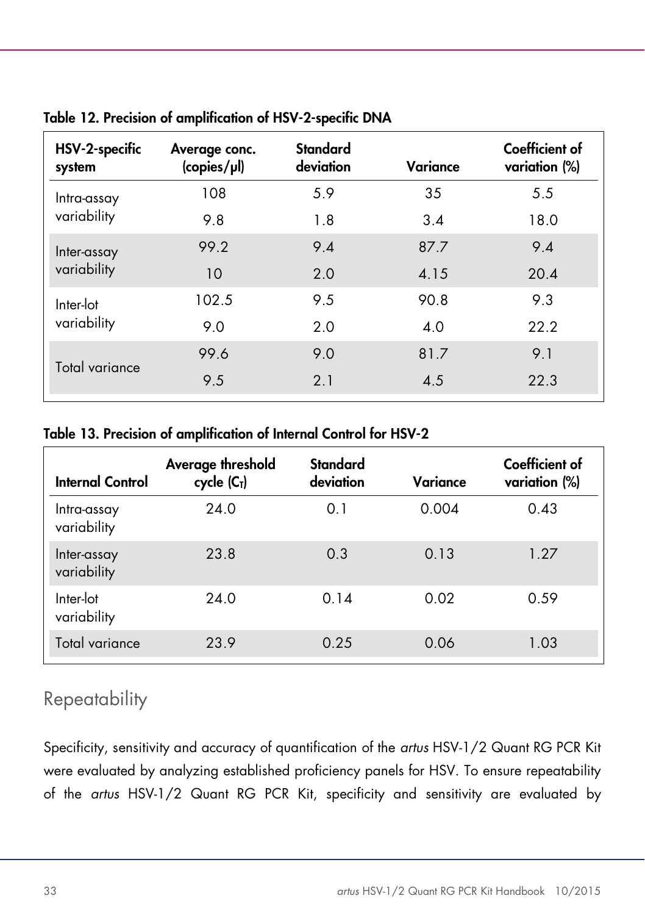**Table 12. Precision of amplification of HSV-2-specific DNA**

| HSV-2-specific system | Average conc. (copies/µl) | Standard deviation | Variance | Coefficient of variation (%) |
|---|---|---|---|---|
| Intra-assay variability | 108 | 5.9 | 35 | 5.5 |
| | 9.8 | 1.8 | 3.4 | 18.0 |
| Inter-assay variability | 99.2 | 9.4 | 87.7 | 9.4 |
| | 10 | 2.0 | 4.15 | 20.4 |
| Inter-lot variability | 102.5 | 9.5 | 90.8 | 9.3 |
| | 9.0 | 2.0 | 4.0 | 22.2 |
| Total variance | 99.6 | 9.0 | 81.7 | 9.1 |
| | 9.5 | 2.1 | 4.5 | 22.3 |

**Table 13. Precision of amplification of Internal Control for HSV-2**

| Internal Control | Average threshold cycle ($C_T$) | Standard deviation | Variance | Coefficient of variation (%) |
|---|---|---|---|---|
| Intra-assay variability | 24.0 | 0.1 | 0.004 | 0.43 |
| Inter-assay variability | 23.8 | 0.3 | 0.13 | 1.27 |
| Inter-lot variability | 24.0 | 0.14 | 0.02 | 0.59 |
| Total variance | 23.9 | 0.25 | 0.06 | 1.03 |

## Repeatability

Specificity, sensitivity and accuracy of quantification of the *artus* HSV-1/2 Quant RG PCR Kit were evaluated by analyzing established proficiency panels for HSV. To ensure repeatability of the *artus* HSV-1/2 Quant RG PCR Kit, specificity and sensitivity are evaluated by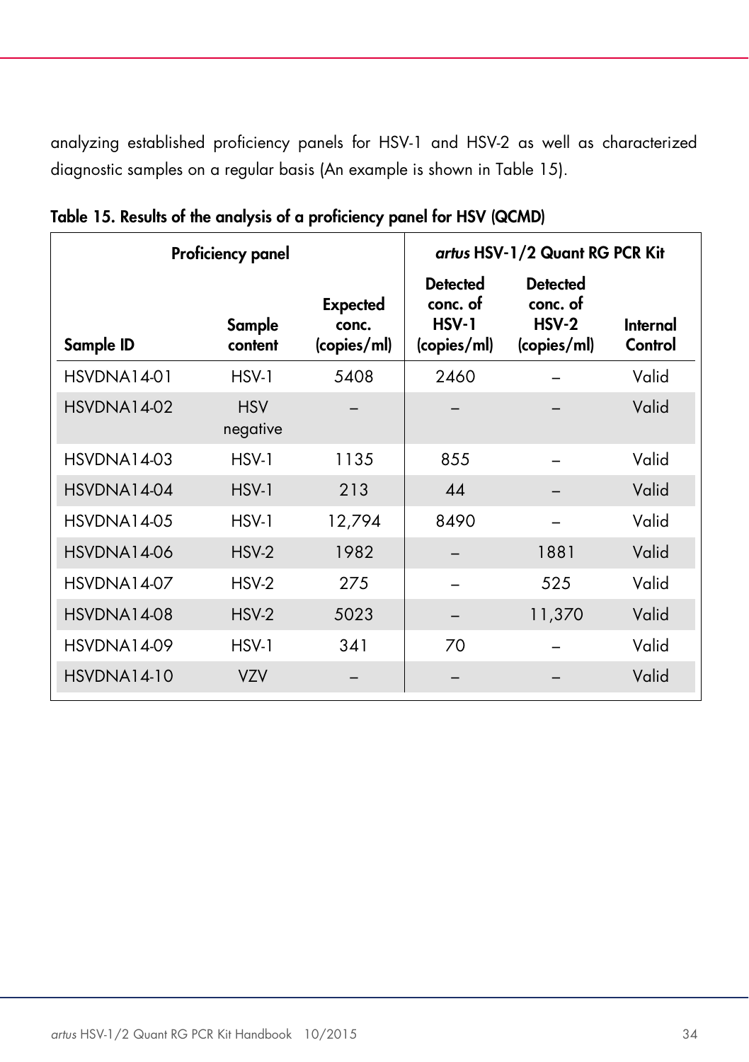analyzing established proficiency panels for HSV-1 and HSV-2 as well as characterized diagnostic samples on a regular basis (An example is shown in Table 15).

**Table 15. Results of the analysis of a proficiency panel for HSV (QCMD)**

| Proficiency panel | | | *artus* HSV-1/2 Quant RG PCR Kit | | |
|---|---|---|---|---|---|
| **Sample ID** | **Sample content** | **Expected conc. (copies/ml)** | **Detected conc. of HSV-1 (copies/ml)** | **Detected conc. of HSV-2 (copies/ml)** | **Internal Control** |
| HSVDNA14-01 | HSV-1 | 5408 | 2460 | – | Valid |
| HSVDNA14-02 | HSV negative | – | – | – | Valid |
| HSVDNA14-03 | HSV-1 | 1135 | 855 | – | Valid |
| HSVDNA14-04 | HSV-1 | 213 | 44 | – | Valid |
| HSVDNA14-05 | HSV-1 | 12,794 | 8490 | – | Valid |
| HSVDNA14-06 | HSV-2 | 1982 | – | 1881 | Valid |
| HSVDNA14-07 | HSV-2 | 275 | – | 525 | Valid |
| HSVDNA14-08 | HSV-2 | 5023 | – | 11,370 | Valid |
| HSVDNA14-09 | HSV-1 | 341 | 70 | – | Valid |
| HSVDNA14-10 | VZV | – | – | – | Valid |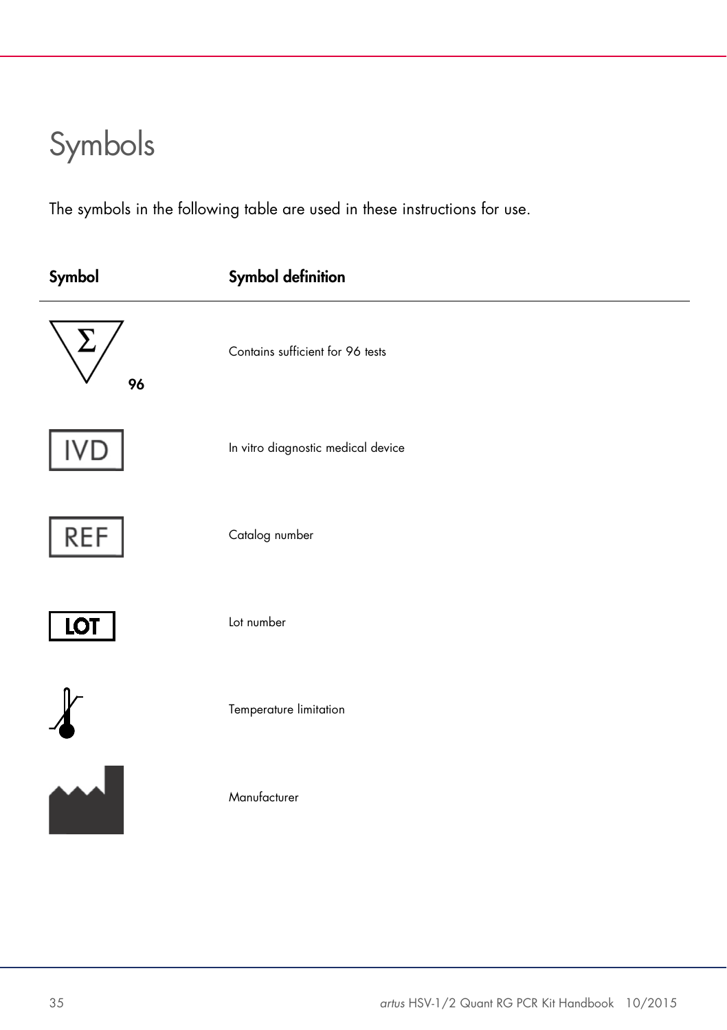# Symbols

The symbols in the following table are used in these instructions for use.

| Symbol | Symbol definition |
|---|---|
| Σ 96 | Contains sufficient for 96 tests |
| IVD | In vitro diagnostic medical device |
| REF | Catalog number |
| LOT | Lot number |
| | Temperature limitation |
| | Manufacturer |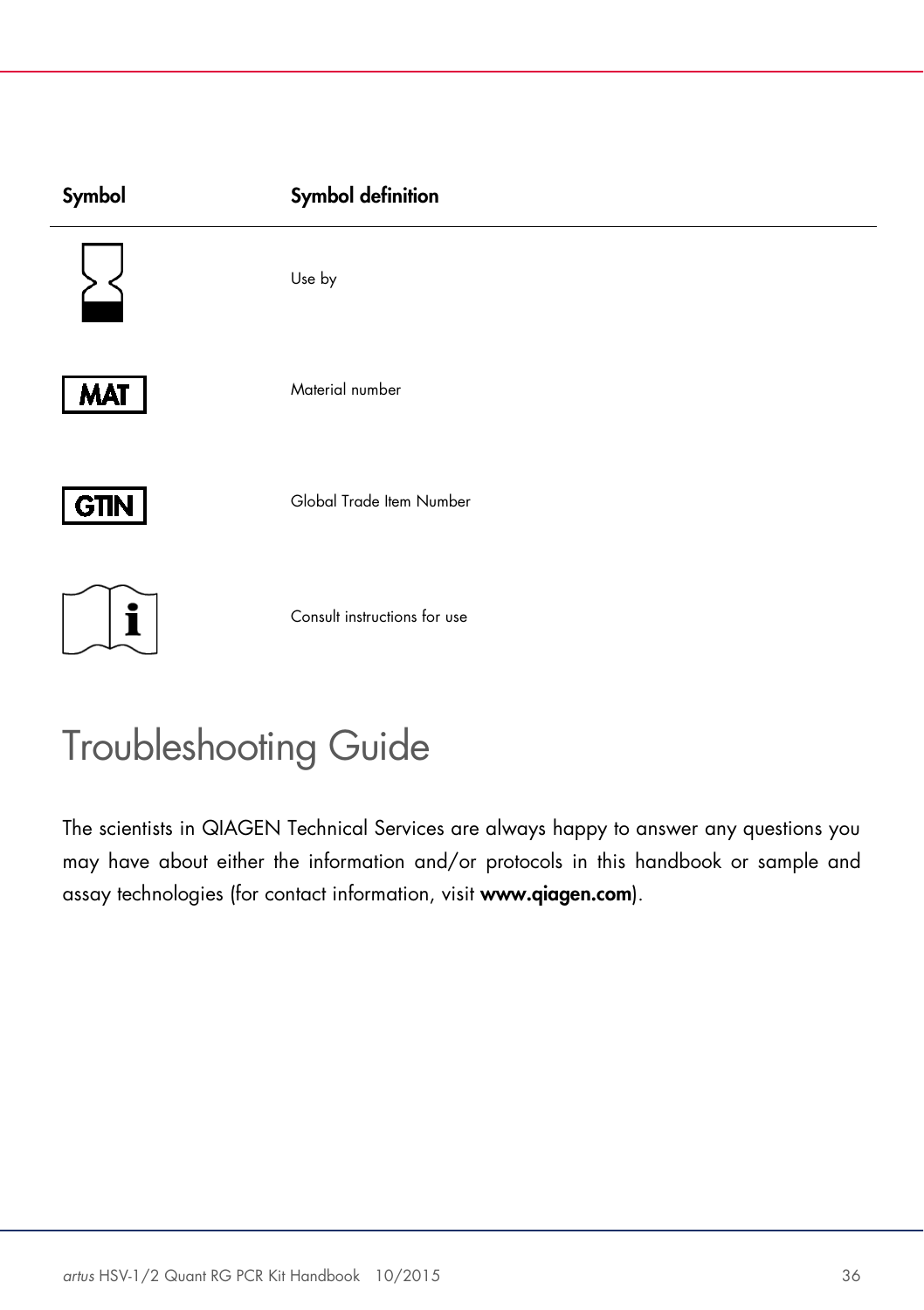| Symbol | Symbol definition |
| --- | --- |
| | Use by |
| MAT | Material number |
| GTIN | Global Trade Item Number |
| | Consult instructions for use |

# Troubleshooting Guide

The scientists in QIAGEN Technical Services are always happy to answer any questions you may have about either the information and/or protocols in this handbook or sample and assay technologies (for contact information, visit **www.qiagen.com**).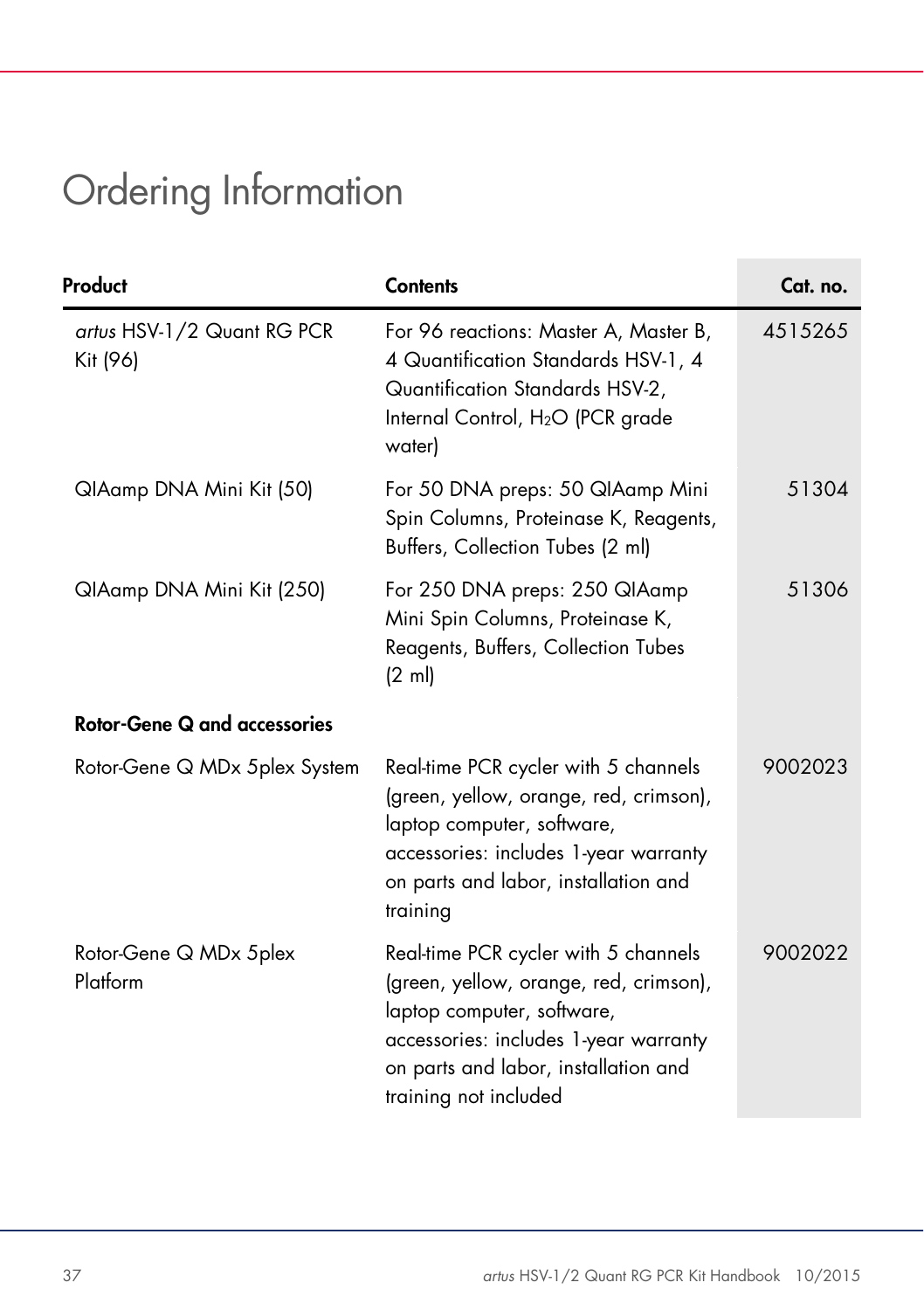# Ordering Information

| Product | Contents | Cat. no. |
|---|---|---|
| *artus* HSV-1/2 Quant RG PCR Kit (96) | For 96 reactions: Master A, Master B, 4 Quantification Standards HSV-1, 4 Quantification Standards HSV-2, Internal Control, $H_2O$ (PCR grade water) | 4515265 |
| QIAamp DNA Mini Kit (50) | For 50 DNA preps: 50 QIAamp Mini Spin Columns, Proteinase K, Reagents, Buffers, Collection Tubes (2 ml) | 51304 |
| QIAamp DNA Mini Kit (250) | For 250 DNA preps: 250 QIAamp Mini Spin Columns, Proteinase K, Reagents, Buffers, Collection Tubes (2 ml) | 51306 |
| **Rotor-Gene Q and accessories** | | |
| Rotor-Gene Q MDx 5plex System | Real-time PCR cycler with 5 channels (green, yellow, orange, red, crimson), laptop computer, software, accessories: includes 1-year warranty on parts and labor, installation and training | 9002023 |
| Rotor-Gene Q MDx 5plex Platform | Real-time PCR cycler with 5 channels (green, yellow, orange, red, crimson), laptop computer, software, accessories: includes 1-year warranty on parts and labor, installation and training not included | 9002022 |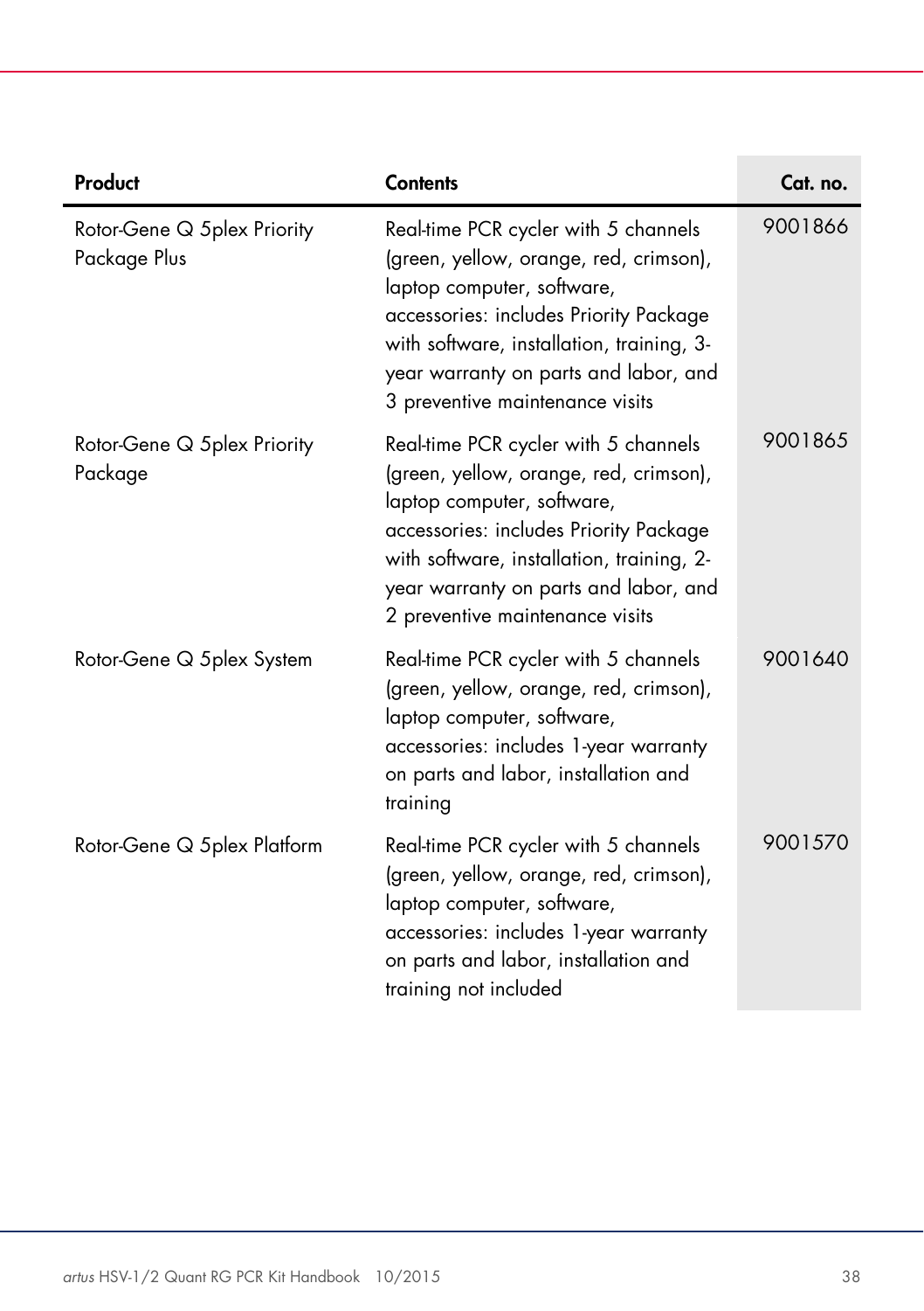| Product | Contents | Cat. no. |
|---|---|---|
| Rotor-Gene Q 5plex Priority Package Plus | Real-time PCR cycler with 5 channels (green, yellow, orange, red, crimson), laptop computer, software, accessories: includes Priority Package with software, installation, training, 3-year warranty on parts and labor, and 3 preventive maintenance visits | 9001866 |
| Rotor-Gene Q 5plex Priority Package | Real-time PCR cycler with 5 channels (green, yellow, orange, red, crimson), laptop computer, software, accessories: includes Priority Package with software, installation, training, 2-year warranty on parts and labor, and 2 preventive maintenance visits | 9001865 |
| Rotor-Gene Q 5plex System | Real-time PCR cycler with 5 channels (green, yellow, orange, red, crimson), laptop computer, software, accessories: includes 1-year warranty on parts and labor, installation and training | 9001640 |
| Rotor-Gene Q 5plex Platform | Real-time PCR cycler with 5 channels (green, yellow, orange, red, crimson), laptop computer, software, accessories: includes 1-year warranty on parts and labor, installation and training not included | 9001570 |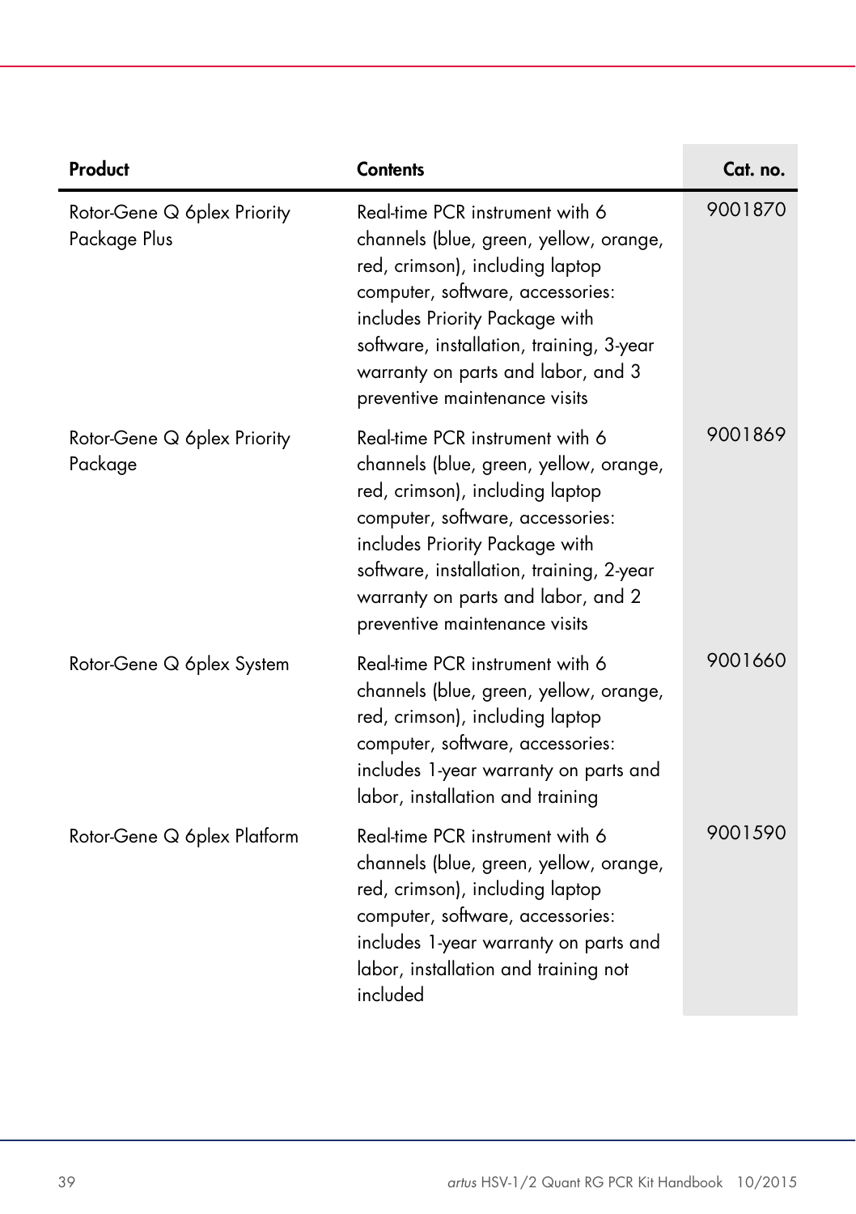| Product | Contents | Cat. no. |
|---|---|---|
| Rotor-Gene Q 6plex Priority Package Plus | Real-time PCR instrument with 6 channels (blue, green, yellow, orange, red, crimson), including laptop computer, software, accessories: includes Priority Package with software, installation, training, 3-year warranty on parts and labor, and 3 preventive maintenance visits | 9001870 |
| Rotor-Gene Q 6plex Priority Package | Real-time PCR instrument with 6 channels (blue, green, yellow, orange, red, crimson), including laptop computer, software, accessories: includes Priority Package with software, installation, training, 2-year warranty on parts and labor, and 2 preventive maintenance visits | 9001869 |
| Rotor-Gene Q 6plex System | Real-time PCR instrument with 6 channels (blue, green, yellow, orange, red, crimson), including laptop computer, software, accessories: includes 1-year warranty on parts and labor, installation and training | 9001660 |
| Rotor-Gene Q 6plex Platform | Real-time PCR instrument with 6 channels (blue, green, yellow, orange, red, crimson), including laptop computer, software, accessories: includes 1-year warranty on parts and labor, installation and training not included | 9001590 |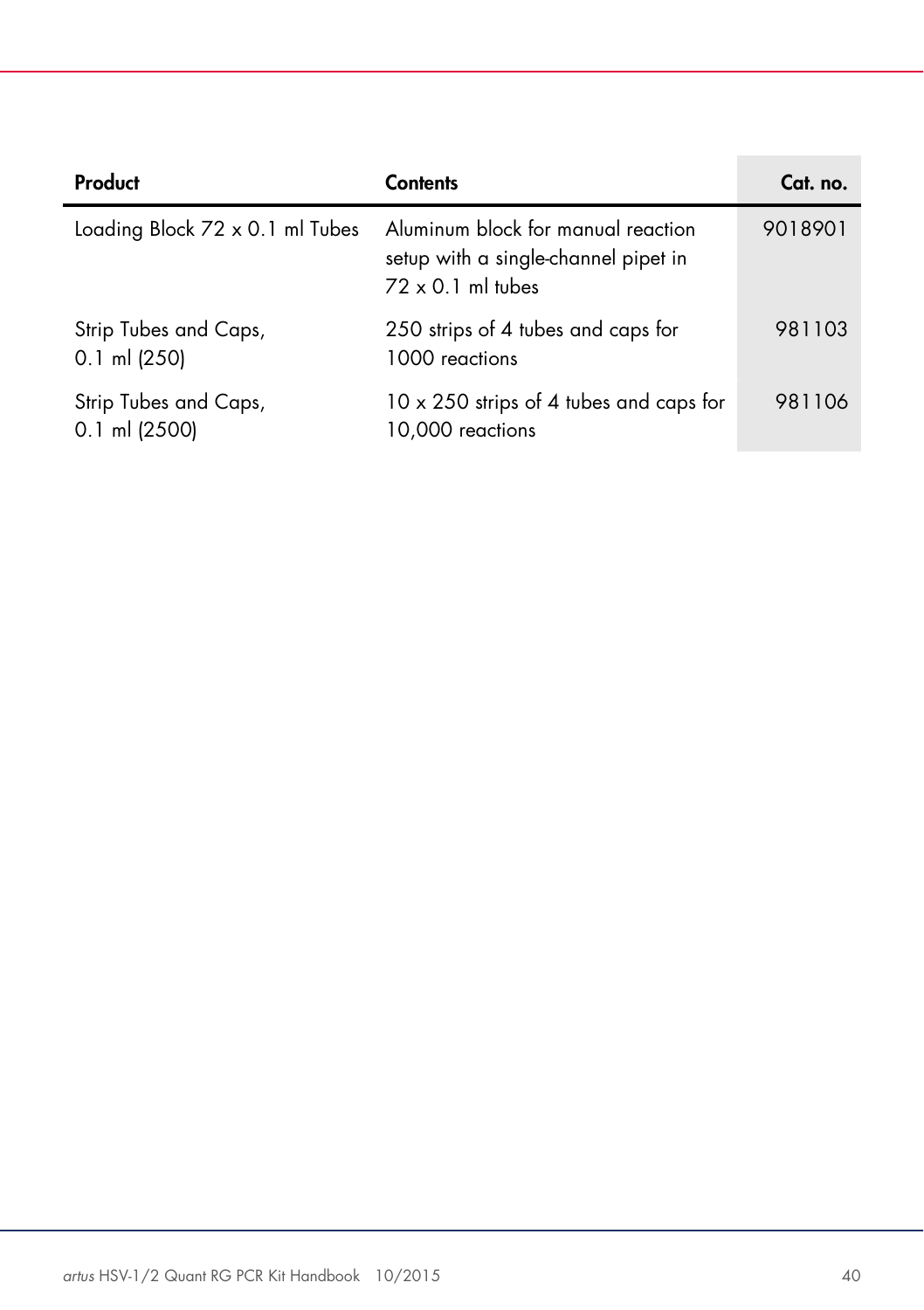| Product | Contents | Cat. no. |
|---|---|---|
| Loading Block 72 x 0.1 ml Tubes | Aluminum block for manual reaction setup with a single-channel pipet in 72 x 0.1 ml tubes | 9018901 |
| Strip Tubes and Caps, 0.1 ml (250) | 250 strips of 4 tubes and caps for 1000 reactions | 981103 |
| Strip Tubes and Caps, 0.1 ml (2500) | 10 x 250 strips of 4 tubes and caps for 10,000 reactions | 981106 |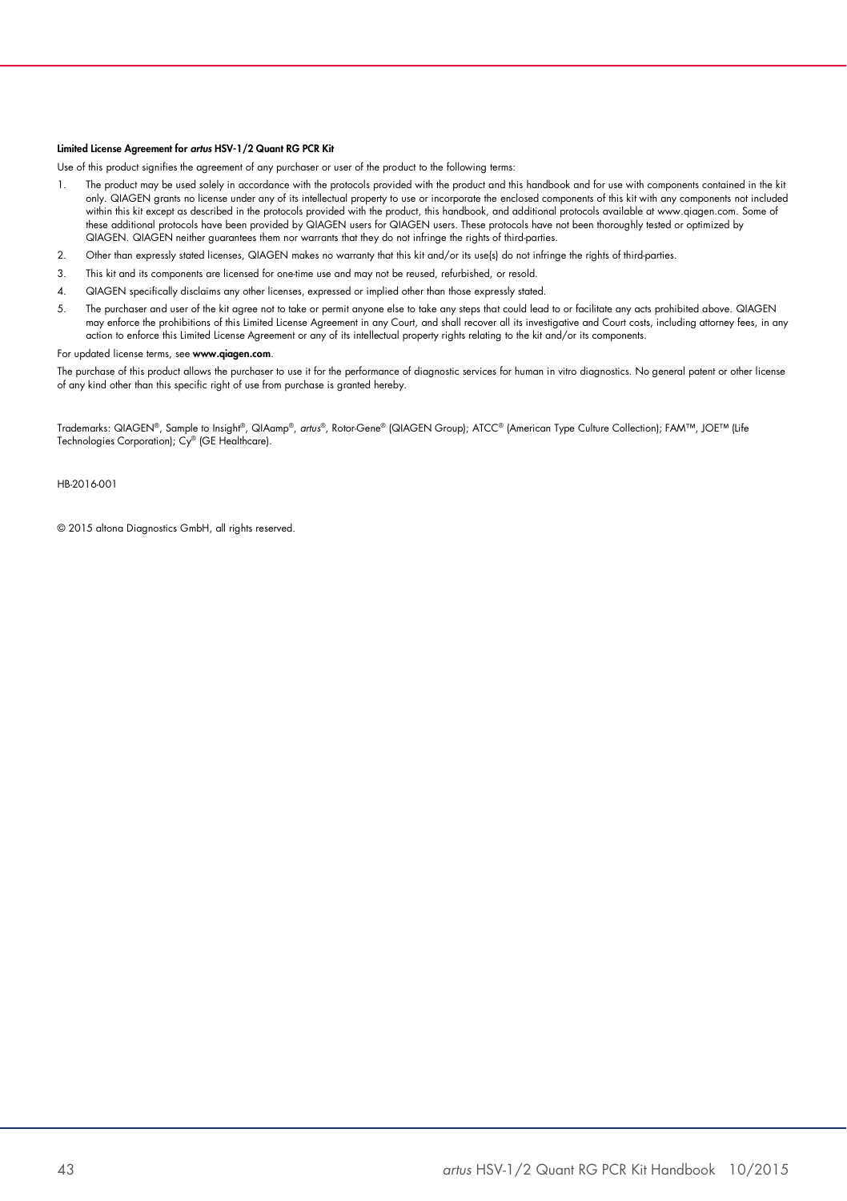**Limited License Agreement for *artus* HSV-1/2 Quant RG PCR Kit**

Use of this product signifies the agreement of any purchaser or user of the product to the following terms:

1. The product may be used solely in accordance with the protocols provided with the product and this handbook and for use with components contained in the kit only. QIAGEN grants no license under any of its intellectual property to use or incorporate the enclosed components of this kit with any components not included within this kit except as described in the protocols provided with the product, this handbook, and additional protocols available at www.qiagen.com. Some of these additional protocols have been provided by QIAGEN users for QIAGEN users. These protocols have not been thoroughly tested or optimized by QIAGEN. QIAGEN neither guarantees them nor warrants that they do not infringe the rights of third-parties.
2. Other than expressly stated licenses, QIAGEN makes no warranty that this kit and/or its use(s) do not infringe the rights of third-parties.
3. This kit and its components are licensed for one-time use and may not be reused, refurbished, or resold.
4. QIAGEN specifically disclaims any other licenses, expressed or implied other than those expressly stated.
5. The purchaser and user of the kit agree not to take or permit anyone else to take any steps that could lead to or facilitate any acts prohibited above. QIAGEN may enforce the prohibitions of this Limited License Agreement in any Court, and shall recover all its investigative and Court costs, including attorney fees, in any action to enforce this Limited License Agreement or any of its intellectual property rights relating to the kit and/or its components.

For updated license terms, see **www.qiagen.com**.

The purchase of this product allows the purchaser to use it for the performance of diagnostic services for human in vitro diagnostics. No general patent or other license of any kind other than this specific right of use from purchase is granted hereby.

Trademarks: QIAGEN®, Sample to Insight®, QIAamp®, *artus*®, Rotor-Gene® (QIAGEN Group); ATCC® (American Type Culture Collection); FAM™, JOE™ (Life Technologies Corporation); Cy® (GE Healthcare).

HB-2016-001

© 2015 altona Diagnostics GmbH, all rights reserved.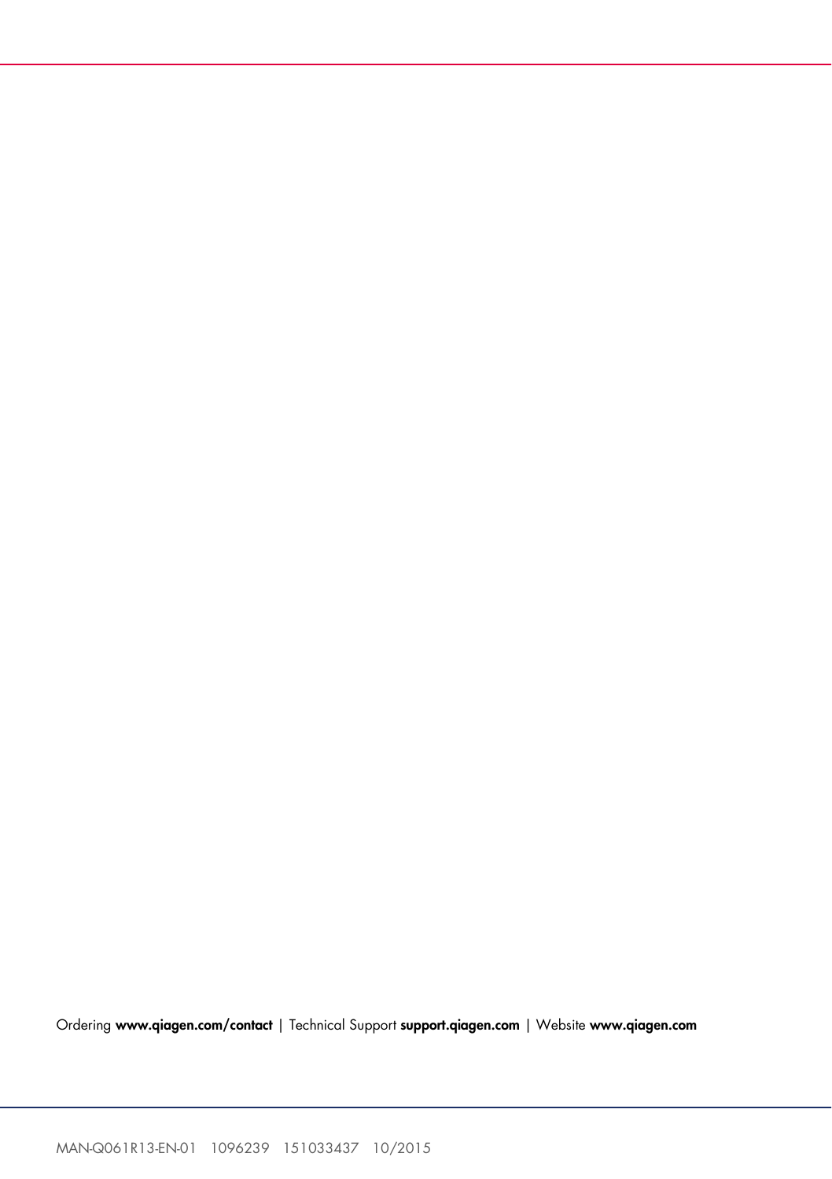Ordering **www.qiagen.com/contact** | Technical Support **support.qiagen.com** | Website **www.qiagen.com**

MAN-Q061R13-EN-01 1096239 151033437 10/2015